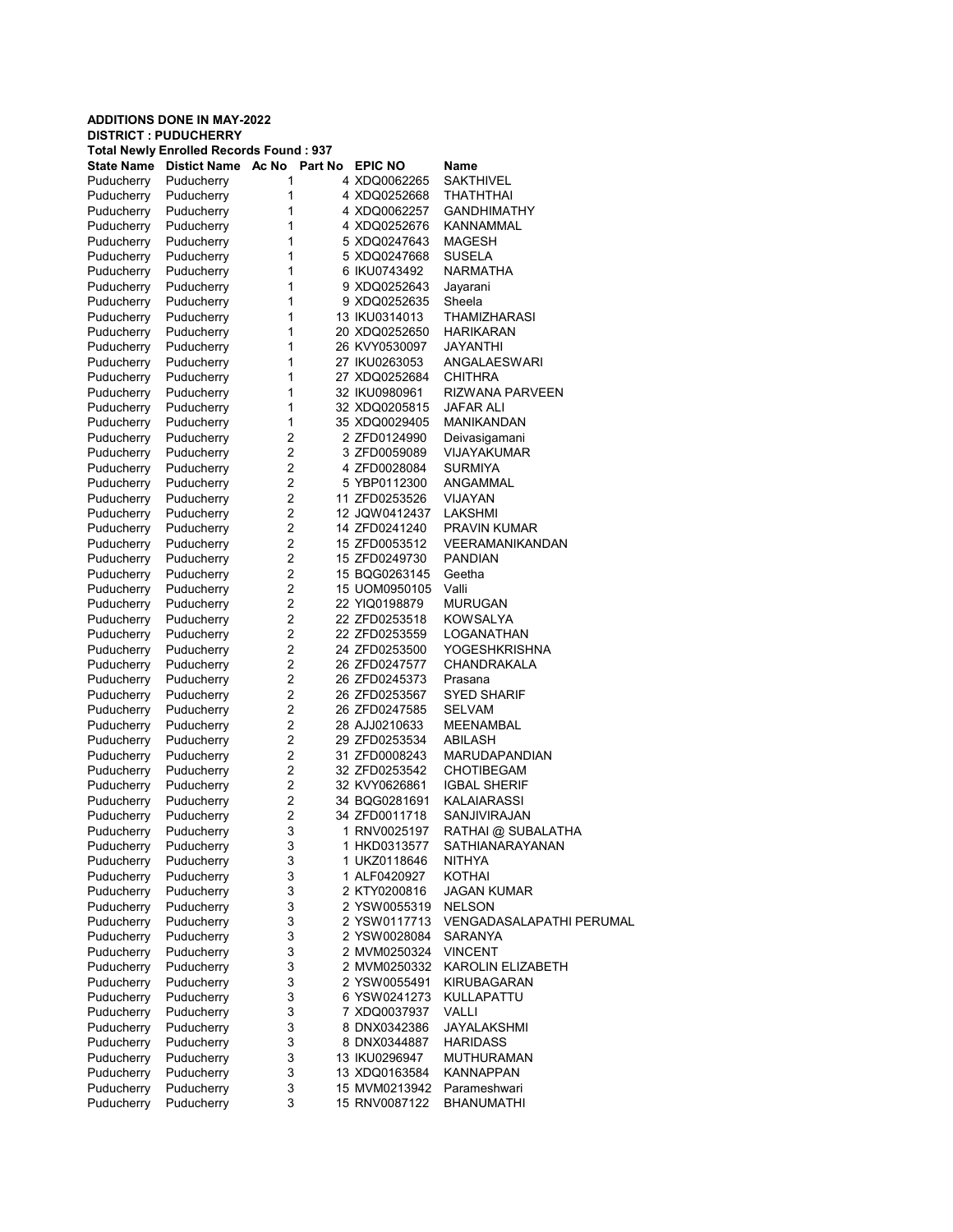**ADDITIONS DONE IN MAY-2022**
**DISTRICT : PUDUCHERRY**
**Total Newly Enrolled Records Found : 937**

| State Name | Distict Name | Ac No | Part No | EPIC NO | Name |
|---|---|---|---|---|---|
| Puducherry | Puducherry | 1 | 4 | XDQ0062265 | SAKTHIVEL |
| Puducherry | Puducherry | 1 | 4 | XDQ0252668 | THATHTHAI |
| Puducherry | Puducherry | 1 | 4 | XDQ0062257 | GANDHIMATHY |
| Puducherry | Puducherry | 1 | 4 | XDQ0252676 | KANNAMMAL |
| Puducherry | Puducherry | 1 | 5 | XDQ0247643 | MAGESH |
| Puducherry | Puducherry | 1 | 5 | XDQ0247668 | SUSELA |
| Puducherry | Puducherry | 1 | 6 | IKU0743492 | NARMATHA |
| Puducherry | Puducherry | 1 | 9 | XDQ0252643 | Jayarani |
| Puducherry | Puducherry | 1 | 9 | XDQ0252635 | Sheela |
| Puducherry | Puducherry | 1 | 13 | IKU0314013 | THAMIZHARASI |
| Puducherry | Puducherry | 1 | 20 | XDQ0252650 | HARIKARAN |
| Puducherry | Puducherry | 1 | 26 | KVY0530097 | JAYANTHI |
| Puducherry | Puducherry | 1 | 27 | IKU0263053 | ANGALAESWARI |
| Puducherry | Puducherry | 1 | 27 | XDQ0252684 | CHITHRA |
| Puducherry | Puducherry | 1 | 32 | IKU0980961 | RIZWANA PARVEEN |
| Puducherry | Puducherry | 1 | 32 | XDQ0205815 | JAFAR ALI |
| Puducherry | Puducherry | 1 | 35 | XDQ0029405 | MANIKANDAN |
| Puducherry | Puducherry | 2 | 2 | ZFD0124990 | Deivasigamani |
| Puducherry | Puducherry | 2 | 3 | ZFD0059089 | VIJAYAKUMAR |
| Puducherry | Puducherry | 2 | 4 | ZFD0028084 | SURMIYA |
| Puducherry | Puducherry | 2 | 5 | YBP0112300 | ANGAMMAL |
| Puducherry | Puducherry | 2 | 11 | ZFD0253526 | VIJAYAN |
| Puducherry | Puducherry | 2 | 12 | JQW0412437 | LAKSHMI |
| Puducherry | Puducherry | 2 | 14 | ZFD0241240 | PRAVIN KUMAR |
| Puducherry | Puducherry | 2 | 15 | ZFD0053512 | VEERAMANIKANDAN |
| Puducherry | Puducherry | 2 | 15 | ZFD0249730 | PANDIAN |
| Puducherry | Puducherry | 2 | 15 | BQG0263145 | Geetha |
| Puducherry | Puducherry | 2 | 15 | UOM0950105 | Valli |
| Puducherry | Puducherry | 2 | 22 | YIQ0198879 | MURUGAN |
| Puducherry | Puducherry | 2 | 22 | ZFD0253518 | KOWSALYA |
| Puducherry | Puducherry | 2 | 22 | ZFD0253559 | LOGANATHAN |
| Puducherry | Puducherry | 2 | 24 | ZFD0253500 | YOGESHKRISHNA |
| Puducherry | Puducherry | 2 | 26 | ZFD0247577 | CHANDRAKALA |
| Puducherry | Puducherry | 2 | 26 | ZFD0245373 | Prasana |
| Puducherry | Puducherry | 2 | 26 | ZFD0253567 | SYED SHARIF |
| Puducherry | Puducherry | 2 | 26 | ZFD0247585 | SELVAM |
| Puducherry | Puducherry | 2 | 28 | AJJ0210633 | MEENAMBAL |
| Puducherry | Puducherry | 2 | 29 | ZFD0253534 | ABILASH |
| Puducherry | Puducherry | 2 | 31 | ZFD0008243 | MARUDAPANDIAN |
| Puducherry | Puducherry | 2 | 32 | ZFD0253542 | CHOTIBEGAM |
| Puducherry | Puducherry | 2 | 32 | KVY0626861 | IGBAL SHERIF |
| Puducherry | Puducherry | 2 | 34 | BQG0281691 | KALAIARASSI |
| Puducherry | Puducherry | 2 | 34 | ZFD0011718 | SANJIVIRAJAN |
| Puducherry | Puducherry | 3 | 1 | RNV0025197 | RATHAI @ SUBALATHA |
| Puducherry | Puducherry | 3 | 1 | HKD0313577 | SATHIANARAYANAN |
| Puducherry | Puducherry | 3 | 1 | UKZ0118646 | NITHYA |
| Puducherry | Puducherry | 3 | 1 | ALF0420927 | KOTHAI |
| Puducherry | Puducherry | 3 | 2 | KTY0200816 | JAGAN KUMAR |
| Puducherry | Puducherry | 3 | 2 | YSW0055319 | NELSON |
| Puducherry | Puducherry | 3 | 2 | YSW0117713 | VENGADASALAPATHI PERUMAL |
| Puducherry | Puducherry | 3 | 2 | YSW0028084 | SARANYA |
| Puducherry | Puducherry | 3 | 2 | MVM0250324 | VINCENT |
| Puducherry | Puducherry | 3 | 2 | MVM0250332 | KAROLIN ELIZABETH |
| Puducherry | Puducherry | 3 | 2 | YSW0055491 | KIRUBAGARAN |
| Puducherry | Puducherry | 3 | 6 | YSW0241273 | KULLAPATTU |
| Puducherry | Puducherry | 3 | 7 | XDQ0037937 | VALLI |
| Puducherry | Puducherry | 3 | 8 | DNX0342386 | JAYALAKSHMI |
| Puducherry | Puducherry | 3 | 8 | DNX0344887 | HARIDASS |
| Puducherry | Puducherry | 3 | 13 | IKU0296947 | MUTHURAMAN |
| Puducherry | Puducherry | 3 | 13 | XDQ0163584 | KANNAPPAN |
| Puducherry | Puducherry | 3 | 15 | MVM0213942 | Parameshwari |
| Puducherry | Puducherry | 3 | 15 | RNV0087122 | BHANUMATHI |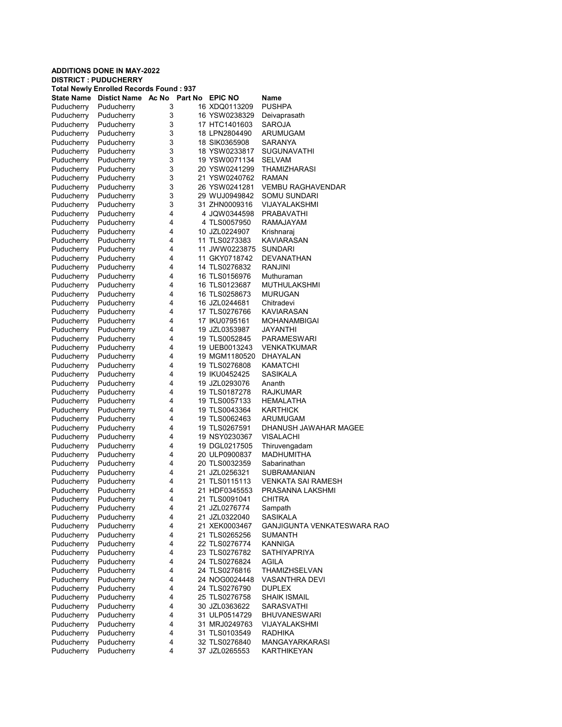**ADDITIONS DONE IN MAY-2022**
**DISTRICT : PUDUCHERRY**
**Total Newly Enrolled Records Found : 937**

| State Name | Distict Name | Ac No | Part No | EPIC NO | Name |
|---|---|---|---|---|---|
| Puducherry | Puducherry | 3 | 16 | XDQ0113209 | PUSHPA |
| Puducherry | Puducherry | 3 | 16 | YSW0238329 | Deivaprasath |
| Puducherry | Puducherry | 3 | 17 | HTC1401603 | SAROJA |
| Puducherry | Puducherry | 3 | 18 | LPN2804490 | ARUMUGAM |
| Puducherry | Puducherry | 3 | 18 | SIK0365908 | SARANYA |
| Puducherry | Puducherry | 3 | 18 | YSW0233817 | SUGUNAVATHI |
| Puducherry | Puducherry | 3 | 19 | YSW0071134 | SELVAM |
| Puducherry | Puducherry | 3 | 20 | YSW0241299 | THAMIZHARASI |
| Puducherry | Puducherry | 3 | 21 | YSW0240762 | RAMAN |
| Puducherry | Puducherry | 3 | 26 | YSW0241281 | VEMBU RAGHAVENDAR |
| Puducherry | Puducherry | 3 | 29 | WUJ0949842 | SOMU SUNDARI |
| Puducherry | Puducherry | 3 | 31 | ZHN0009316 | VIJAYALAKSHMI |
| Puducherry | Puducherry | 4 | 4 | JQW0344598 | PRABAVATHI |
| Puducherry | Puducherry | 4 | 4 | TLS0057950 | RAMAJAYAM |
| Puducherry | Puducherry | 4 | 10 | JZL0224907 | Krishnaraj |
| Puducherry | Puducherry | 4 | 11 | TLS0273383 | KAVIARASAN |
| Puducherry | Puducherry | 4 | 11 | JWW0223875 | SUNDARI |
| Puducherry | Puducherry | 4 | 11 | GKY0718742 | DEVANATHAN |
| Puducherry | Puducherry | 4 | 14 | TLS0276832 | RANJINI |
| Puducherry | Puducherry | 4 | 16 | TLS0156976 | Muthuraman |
| Puducherry | Puducherry | 4 | 16 | TLS0123687 | MUTHULAKSHMI |
| Puducherry | Puducherry | 4 | 16 | TLS0258673 | MURUGAN |
| Puducherry | Puducherry | 4 | 16 | JZL0244681 | Chitradevi |
| Puducherry | Puducherry | 4 | 17 | TLS0276766 | KAVIARASAN |
| Puducherry | Puducherry | 4 | 17 | IKU0795161 | MOHANAMBIGAI |
| Puducherry | Puducherry | 4 | 19 | JZL0353987 | JAYANTHI |
| Puducherry | Puducherry | 4 | 19 | TLS0052845 | PARAMESWARI |
| Puducherry | Puducherry | 4 | 19 | UEB0013243 | VENKATKUMAR |
| Puducherry | Puducherry | 4 | 19 | MGM1180520 | DHAYALAN |
| Puducherry | Puducherry | 4 | 19 | TLS0276808 | KAMATCHI |
| Puducherry | Puducherry | 4 | 19 | IKU0452425 | SASIKALA |
| Puducherry | Puducherry | 4 | 19 | JZL0293076 | Ananth |
| Puducherry | Puducherry | 4 | 19 | TLS0187278 | RAJKUMAR |
| Puducherry | Puducherry | 4 | 19 | TLS0057133 | HEMALATHA |
| Puducherry | Puducherry | 4 | 19 | TLS0043364 | KARTHICK |
| Puducherry | Puducherry | 4 | 19 | TLS0062463 | ARUMUGAM |
| Puducherry | Puducherry | 4 | 19 | TLS0267591 | DHANUSH JAWAHAR MAGEE |
| Puducherry | Puducherry | 4 | 19 | NSY0230367 | VISALACHI |
| Puducherry | Puducherry | 4 | 19 | DGL0217505 | Thiruvengadam |
| Puducherry | Puducherry | 4 | 20 | ULP0900837 | MADHUMITHA |
| Puducherry | Puducherry | 4 | 20 | TLS0032359 | Sabarinathan |
| Puducherry | Puducherry | 4 | 21 | JZL0256321 | SUBRAMANIAN |
| Puducherry | Puducherry | 4 | 21 | TLS0115113 | VENKATA SAI RAMESH |
| Puducherry | Puducherry | 4 | 21 | HDF0345553 | PRASANNA LAKSHMI |
| Puducherry | Puducherry | 4 | 21 | TLS0091041 | CHITRA |
| Puducherry | Puducherry | 4 | 21 | JZL0276774 | Sampath |
| Puducherry | Puducherry | 4 | 21 | JZL0322040 | SASIKALA |
| Puducherry | Puducherry | 4 | 21 | XEK0003467 | GANJIGUNTA VENKATESWARA RAO |
| Puducherry | Puducherry | 4 | 21 | TLS0265256 | SUMANTH |
| Puducherry | Puducherry | 4 | 22 | TLS0276774 | KANNIGA |
| Puducherry | Puducherry | 4 | 23 | TLS0276782 | SATHIYAPRIYA |
| Puducherry | Puducherry | 4 | 24 | TLS0276824 | AGILA |
| Puducherry | Puducherry | 4 | 24 | TLS0276816 | THAMIZHSELVAN |
| Puducherry | Puducherry | 4 | 24 | NOG0024448 | VASANTHRA DEVI |
| Puducherry | Puducherry | 4 | 24 | TLS0276790 | DUPLEX |
| Puducherry | Puducherry | 4 | 25 | TLS0276758 | SHAIK ISMAIL |
| Puducherry | Puducherry | 4 | 30 | JZL0363622 | SARASVATHI |
| Puducherry | Puducherry | 4 | 31 | ULP0514729 | BHUVANESWARI |
| Puducherry | Puducherry | 4 | 31 | MRJ0249763 | VIJAYALAKSHMI |
| Puducherry | Puducherry | 4 | 31 | TLS0103549 | RADHIKA |
| Puducherry | Puducherry | 4 | 32 | TLS0276840 | MANGAYARKARASI |
| Puducherry | Puducherry | 4 | 37 | JZL0265553 | KARTHIKEYAN |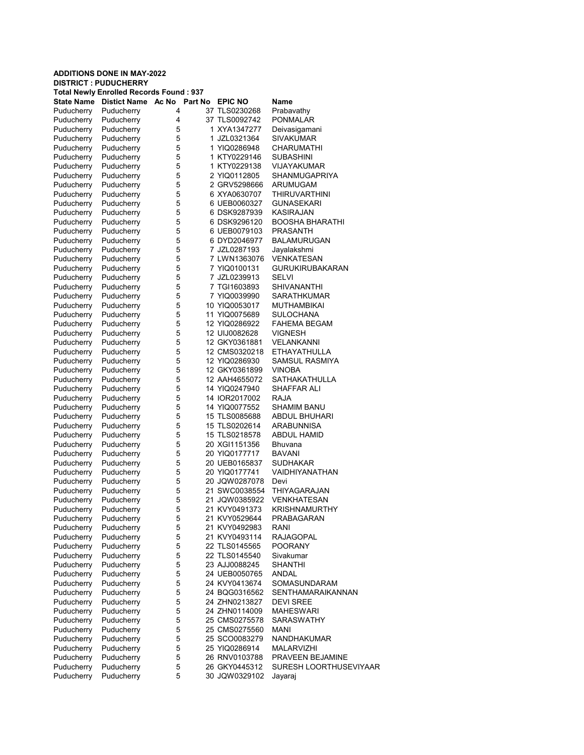**ADDITIONS DONE IN MAY-2022**
**DISTRICT : PUDUCHERRY**
**Total Newly Enrolled Records Found : 937**

| State Name | Distict Name | Ac No | Part No | EPIC NO | Name |
|---|---|---|---|---|---|
| Puducherry | Puducherry | 4 | 37 | TLS0230268 | Prabavathy |
| Puducherry | Puducherry | 4 | 37 | TLS0092742 | PONMALAR |
| Puducherry | Puducherry | 5 | 1 | XYA1347277 | Deivasigamani |
| Puducherry | Puducherry | 5 | 1 | JZL0321364 | SIVAKUMAR |
| Puducherry | Puducherry | 5 | 1 | YIQ0286948 | CHARUMATHI |
| Puducherry | Puducherry | 5 | 1 | KTY0229146 | SUBASHINI |
| Puducherry | Puducherry | 5 | 1 | KTY0229138 | VIJAYAKUMAR |
| Puducherry | Puducherry | 5 | 2 | YIQ0112805 | SHANMUGAPRIYA |
| Puducherry | Puducherry | 5 | 2 | GRV5298666 | ARUMUGAM |
| Puducherry | Puducherry | 5 | 6 | XYA0630707 | THIRUVARTHINI |
| Puducherry | Puducherry | 5 | 6 | UEB0060327 | GUNASEKARI |
| Puducherry | Puducherry | 5 | 6 | DSK9287939 | KASIRAJAN |
| Puducherry | Puducherry | 5 | 6 | DSK9296120 | BOOSHA BHARATHI |
| Puducherry | Puducherry | 5 | 6 | UEB0079103 | PRASANTH |
| Puducherry | Puducherry | 5 | 6 | DYD2046977 | BALAMURUGAN |
| Puducherry | Puducherry | 5 | 7 | JZL0287193 | Jayalakshmi |
| Puducherry | Puducherry | 5 | 7 | LWN1363076 | VENKATESAN |
| Puducherry | Puducherry | 5 | 7 | YIQ0100131 | GURUKIRUBAKARAN |
| Puducherry | Puducherry | 5 | 7 | JZL0239913 | SELVI |
| Puducherry | Puducherry | 5 | 7 | TGI1603893 | SHIVANANTHI |
| Puducherry | Puducherry | 5 | 7 | YIQ0039990 | SARATHKUMAR |
| Puducherry | Puducherry | 5 | 10 | YIQ0053017 | MUTHAMBIKAI |
| Puducherry | Puducherry | 5 | 11 | YIQ0075689 | SULOCHANA |
| Puducherry | Puducherry | 5 | 12 | YIQ0286922 | FAHEMA BEGAM |
| Puducherry | Puducherry | 5 | 12 | UIJ0082628 | VIGNESH |
| Puducherry | Puducherry | 5 | 12 | GKY0361881 | VELANKANNI |
| Puducherry | Puducherry | 5 | 12 | CMS0320218 | ETHAYATHULLA |
| Puducherry | Puducherry | 5 | 12 | YIQ0286930 | SAMSUL RASMIYA |
| Puducherry | Puducherry | 5 | 12 | GKY0361899 | VINOBA |
| Puducherry | Puducherry | 5 | 12 | AAH4655072 | SATHAKATHULLA |
| Puducherry | Puducherry | 5 | 14 | YIQ0247940 | SHAFFAR ALI |
| Puducherry | Puducherry | 5 | 14 | IOR2017002 | RAJA |
| Puducherry | Puducherry | 5 | 14 | YIQ0077552 | SHAMIM BANU |
| Puducherry | Puducherry | 5 | 15 | TLS0085688 | ABDUL BHUHARI |
| Puducherry | Puducherry | 5 | 15 | TLS0202614 | ARABUNNISA |
| Puducherry | Puducherry | 5 | 15 | TLS0218578 | ABDUL HAMID |
| Puducherry | Puducherry | 5 | 20 | XGI1151356 | Bhuvana |
| Puducherry | Puducherry | 5 | 20 | YIQ0177717 | BAVANI |
| Puducherry | Puducherry | 5 | 20 | UEB0165837 | SUDHAKAR |
| Puducherry | Puducherry | 5 | 20 | YIQ0177741 | VAIDHIYANATHAN |
| Puducherry | Puducherry | 5 | 20 | JQW0287078 | Devi |
| Puducherry | Puducherry | 5 | 21 | SWC0038554 | THIYAGARAJAN |
| Puducherry | Puducherry | 5 | 21 | JQW0385922 | VENKHATESAN |
| Puducherry | Puducherry | 5 | 21 | KVY0491373 | KRISHNAMURTHY |
| Puducherry | Puducherry | 5 | 21 | KVY0529644 | PRABAGARAN |
| Puducherry | Puducherry | 5 | 21 | KVY0492983 | RANI |
| Puducherry | Puducherry | 5 | 21 | KVY0493114 | RAJAGOPAL |
| Puducherry | Puducherry | 5 | 22 | TLS0145565 | POORANY |
| Puducherry | Puducherry | 5 | 22 | TLS0145540 | Sivakumar |
| Puducherry | Puducherry | 5 | 23 | AJJ0088245 | SHANTHI |
| Puducherry | Puducherry | 5 | 24 | UEB0050765 | ANDAL |
| Puducherry | Puducherry | 5 | 24 | KVY0413674 | SOMASUNDARAM |
| Puducherry | Puducherry | 5 | 24 | BQG0316562 | SENTHAMARAIKANNAN |
| Puducherry | Puducherry | 5 | 24 | ZHN0213827 | DEVI SREE |
| Puducherry | Puducherry | 5 | 24 | ZHN0114009 | MAHESWARI |
| Puducherry | Puducherry | 5 | 25 | CMS0275578 | SARASWATHY |
| Puducherry | Puducherry | 5 | 25 | CMS0275560 | MANI |
| Puducherry | Puducherry | 5 | 25 | SCO0083279 | NANDHAKUMAR |
| Puducherry | Puducherry | 5 | 25 | YIQ0286914 | MALARVIZHI |
| Puducherry | Puducherry | 5 | 26 | RNV0103788 | PRAVEEN BEJAMINE |
| Puducherry | Puducherry | 5 | 26 | GKY0445312 | SURESH LOORTHUSEVIYAAR |
| Puducherry | Puducherry | 5 | 30 | JQW0329102 | Jayaraj |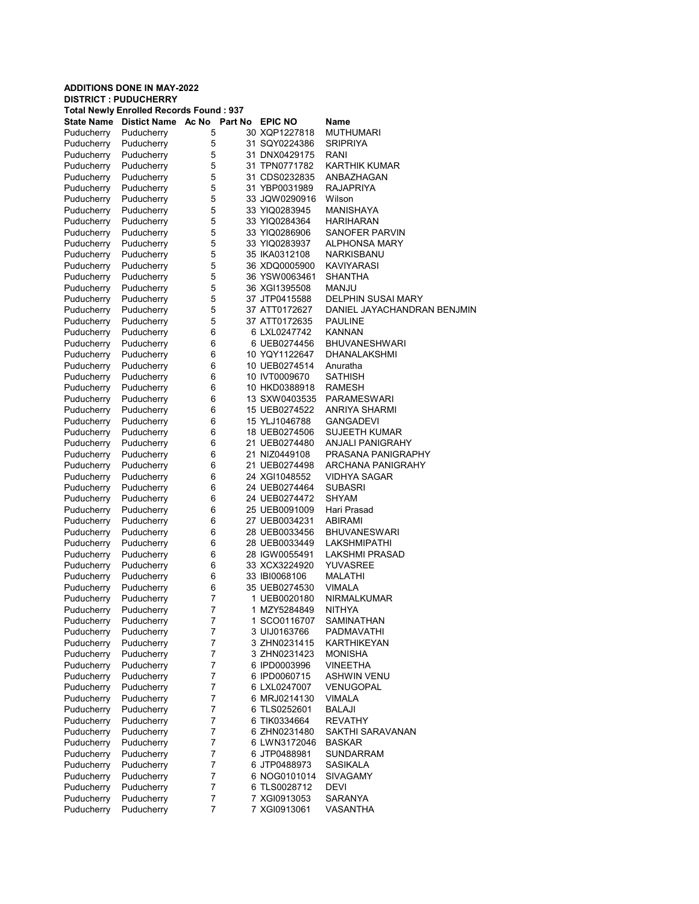**ADDITIONS DONE IN MAY-2022**
**DISTRICT : PUDUCHERRY**
**Total Newly Enrolled Records Found : 937**

| State Name | Distict Name | Ac No | Part No | EPIC NO | Name |
|---|---|---|---|---|---|
| Puducherry | Puducherry | 5 | 30 | XQP1227818 | MUTHUMARI |
| Puducherry | Puducherry | 5 | 31 | SQY0224386 | SRIPRIYA |
| Puducherry | Puducherry | 5 | 31 | DNX0429175 | RANI |
| Puducherry | Puducherry | 5 | 31 | TPN0771782 | KARTHIK KUMAR |
| Puducherry | Puducherry | 5 | 31 | CDS0232835 | ANBAZHAGAN |
| Puducherry | Puducherry | 5 | 31 | YBP0031989 | RAJAPRIYA |
| Puducherry | Puducherry | 5 | 33 | JQW0290916 | Wilson |
| Puducherry | Puducherry | 5 | 33 | YIQ0283945 | MANISHAYA |
| Puducherry | Puducherry | 5 | 33 | YIQ0284364 | HARIHARAN |
| Puducherry | Puducherry | 5 | 33 | YIQ0286906 | SANOFER PARVIN |
| Puducherry | Puducherry | 5 | 33 | YIQ0283937 | ALPHONSA MARY |
| Puducherry | Puducherry | 5 | 35 | IKA0312108 | NARKISBANU |
| Puducherry | Puducherry | 5 | 36 | XDQ0005900 | KAVIYARASI |
| Puducherry | Puducherry | 5 | 36 | YSW0063461 | SHANTHA |
| Puducherry | Puducherry | 5 | 36 | XGI1395508 | MANJU |
| Puducherry | Puducherry | 5 | 37 | JTP0415588 | DELPHIN SUSAI MARY |
| Puducherry | Puducherry | 5 | 37 | ATT0172627 | DANIEL JAYACHANDRAN BENJMIN |
| Puducherry | Puducherry | 5 | 37 | ATT0172635 | PAULINE |
| Puducherry | Puducherry | 6 | 6 | LXL0247742 | KANNAN |
| Puducherry | Puducherry | 6 | 6 | UEB0274456 | BHUVANESHWARI |
| Puducherry | Puducherry | 6 | 10 | YQY1122647 | DHANALAKSHMI |
| Puducherry | Puducherry | 6 | 10 | UEB0274514 | Anuratha |
| Puducherry | Puducherry | 6 | 10 | IVT0009670 | SATHISH |
| Puducherry | Puducherry | 6 | 10 | HKD0388918 | RAMESH |
| Puducherry | Puducherry | 6 | 13 | SXW0403535 | PARAMESWARI |
| Puducherry | Puducherry | 6 | 15 | UEB0274522 | ANRIYA SHARMI |
| Puducherry | Puducherry | 6 | 15 | YLJ1046788 | GANGADEVI |
| Puducherry | Puducherry | 6 | 18 | UEB0274506 | SUJEETH KUMAR |
| Puducherry | Puducherry | 6 | 21 | UEB0274480 | ANJALI PANIGRAHY |
| Puducherry | Puducherry | 6 | 21 | NIZ0449108 | PRASANA PANIGRAPHY |
| Puducherry | Puducherry | 6 | 21 | UEB0274498 | ARCHANA PANIGRAHY |
| Puducherry | Puducherry | 6 | 24 | XGI1048552 | VIDHYA SAGAR |
| Puducherry | Puducherry | 6 | 24 | UEB0274464 | SUBASRI |
| Puducherry | Puducherry | 6 | 24 | UEB0274472 | SHYAM |
| Puducherry | Puducherry | 6 | 25 | UEB0091009 | Hari Prasad |
| Puducherry | Puducherry | 6 | 27 | UEB0034231 | ABIRAMI |
| Puducherry | Puducherry | 6 | 28 | UEB0033456 | BHUVANESWARI |
| Puducherry | Puducherry | 6 | 28 | UEB0033449 | LAKSHMIPATHI |
| Puducherry | Puducherry | 6 | 28 | IGW0055491 | LAKSHMI PRASAD |
| Puducherry | Puducherry | 6 | 33 | XCX3224920 | YUVASREE |
| Puducherry | Puducherry | 6 | 33 | IBI0068106 | MALATHI |
| Puducherry | Puducherry | 6 | 35 | UEB0274530 | VIMALA |
| Puducherry | Puducherry | 7 | 1 | UEB0020180 | NIRMALKUMAR |
| Puducherry | Puducherry | 7 | 1 | MZY5284849 | NITHYA |
| Puducherry | Puducherry | 7 | 1 | SCO0116707 | SAMINATHAN |
| Puducherry | Puducherry | 7 | 3 | UIJ0163766 | PADMAVATHI |
| Puducherry | Puducherry | 7 | 3 | ZHN0231415 | KARTHIKEYAN |
| Puducherry | Puducherry | 7 | 3 | ZHN0231423 | MONISHA |
| Puducherry | Puducherry | 7 | 6 | IPD0003996 | VINEETHA |
| Puducherry | Puducherry | 7 | 6 | IPD0060715 | ASHWIN VENU |
| Puducherry | Puducherry | 7 | 6 | LXL0247007 | VENUGOPAL |
| Puducherry | Puducherry | 7 | 6 | MRJ0214130 | VIMALA |
| Puducherry | Puducherry | 7 | 6 | TLS0252601 | BALAJI |
| Puducherry | Puducherry | 7 | 6 | TIK0334664 | REVATHY |
| Puducherry | Puducherry | 7 | 6 | ZHN0231480 | SAKTHI SARAVANAN |
| Puducherry | Puducherry | 7 | 6 | LWN3172046 | BASKAR |
| Puducherry | Puducherry | 7 | 6 | JTP0488981 | SUNDARRAM |
| Puducherry | Puducherry | 7 | 6 | JTP0488973 | SASIKALA |
| Puducherry | Puducherry | 7 | 6 | NOG0101014 | SIVAGAMY |
| Puducherry | Puducherry | 7 | 6 | TLS0028712 | DEVI |
| Puducherry | Puducherry | 7 | 7 | XGI0913053 | SARANYA |
| Puducherry | Puducherry | 7 | 7 | XGI0913061 | VASANTHA |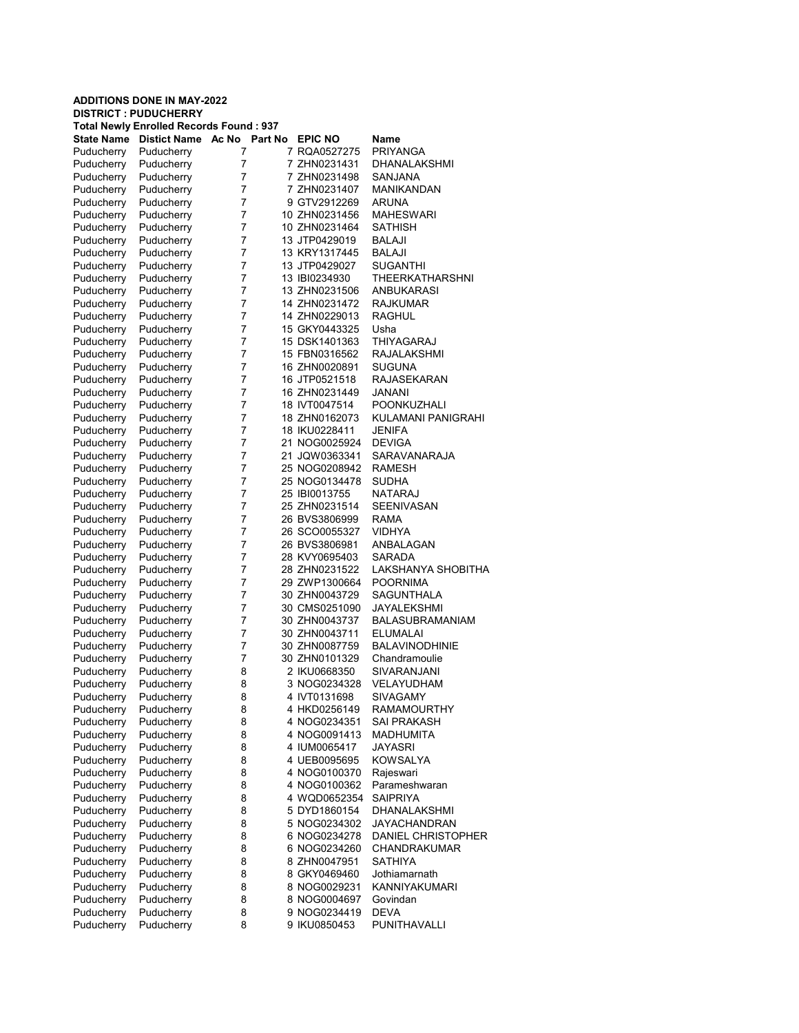**ADDITIONS DONE IN MAY-2022**
**DISTRICT : PUDUCHERRY**
**Total Newly Enrolled Records Found : 937**

| State Name | Distict Name | Ac No | Part No | EPIC NO | Name |
|---|---|---|---|---|---|
| Puducherry | Puducherry | 7 | 7 | RQA0527275 | PRIYANGA |
| Puducherry | Puducherry | 7 | 7 | ZHN0231431 | DHANALAKSHMI |
| Puducherry | Puducherry | 7 | 7 | ZHN0231498 | SANJANA |
| Puducherry | Puducherry | 7 | 7 | ZHN0231407 | MANIKANDAN |
| Puducherry | Puducherry | 7 | 9 | GTV2912269 | ARUNA |
| Puducherry | Puducherry | 7 | 10 | ZHN0231456 | MAHESWARI |
| Puducherry | Puducherry | 7 | 10 | ZHN0231464 | SATHISH |
| Puducherry | Puducherry | 7 | 13 | JTP0429019 | BALAJI |
| Puducherry | Puducherry | 7 | 13 | KRY1317445 | BALAJI |
| Puducherry | Puducherry | 7 | 13 | JTP0429027 | SUGANTHI |
| Puducherry | Puducherry | 7 | 13 | IBI0234930 | THEERKATHARSHNI |
| Puducherry | Puducherry | 7 | 13 | ZHN0231506 | ANBUKARASI |
| Puducherry | Puducherry | 7 | 14 | ZHN0231472 | RAJKUMAR |
| Puducherry | Puducherry | 7 | 14 | ZHN0229013 | RAGHUL |
| Puducherry | Puducherry | 7 | 15 | GKY0443325 | Usha |
| Puducherry | Puducherry | 7 | 15 | DSK1401363 | THIYAGARAJ |
| Puducherry | Puducherry | 7 | 15 | FBN0316562 | RAJALAKSHMI |
| Puducherry | Puducherry | 7 | 16 | ZHN0020891 | SUGUNA |
| Puducherry | Puducherry | 7 | 16 | JTP0521518 | RAJASEKARAN |
| Puducherry | Puducherry | 7 | 16 | ZHN0231449 | JANANI |
| Puducherry | Puducherry | 7 | 18 | IVT0047514 | POONKUZHALI |
| Puducherry | Puducherry | 7 | 18 | ZHN0162073 | KULAMANI PANIGRAHI |
| Puducherry | Puducherry | 7 | 18 | IKU0228411 | JENIFA |
| Puducherry | Puducherry | 7 | 21 | NOG0025924 | DEVIGA |
| Puducherry | Puducherry | 7 | 21 | JQW0363341 | SARAVANARAJA |
| Puducherry | Puducherry | 7 | 25 | NOG0208942 | RAMESH |
| Puducherry | Puducherry | 7 | 25 | NOG0134478 | SUDHA |
| Puducherry | Puducherry | 7 | 25 | IBI0013755 | NATARAJ |
| Puducherry | Puducherry | 7 | 25 | ZHN0231514 | SEENIVASAN |
| Puducherry | Puducherry | 7 | 26 | BVS3806999 | RAMA |
| Puducherry | Puducherry | 7 | 26 | SCO0055327 | VIDHYA |
| Puducherry | Puducherry | 7 | 26 | BVS3806981 | ANBALAGAN |
| Puducherry | Puducherry | 7 | 28 | KVY0695403 | SARADA |
| Puducherry | Puducherry | 7 | 28 | ZHN0231522 | LAKSHANYA SHOBITHA |
| Puducherry | Puducherry | 7 | 29 | ZWP1300664 | POORNIMA |
| Puducherry | Puducherry | 7 | 30 | ZHN0043729 | SAGUNTHALA |
| Puducherry | Puducherry | 7 | 30 | CMS0251090 | JAYALEKSHMI |
| Puducherry | Puducherry | 7 | 30 | ZHN0043737 | BALASUBRAMANIAM |
| Puducherry | Puducherry | 7 | 30 | ZHN0043711 | ELUMALAI |
| Puducherry | Puducherry | 7 | 30 | ZHN0087759 | BALAVINODHINIE |
| Puducherry | Puducherry | 7 | 30 | ZHN0101329 | Chandramoulie |
| Puducherry | Puducherry | 8 | 2 | IKU0668350 | SIVARANJANI |
| Puducherry | Puducherry | 8 | 3 | NOG0234328 | VELAYUDHAM |
| Puducherry | Puducherry | 8 | 4 | IVT0131698 | SIVAGAMY |
| Puducherry | Puducherry | 8 | 4 | HKD0256149 | RAMAMOURTHY |
| Puducherry | Puducherry | 8 | 4 | NOG0234351 | SAI PRAKASH |
| Puducherry | Puducherry | 8 | 4 | NOG0091413 | MADHUMITA |
| Puducherry | Puducherry | 8 | 4 | IUM0065417 | JAYASRI |
| Puducherry | Puducherry | 8 | 4 | UEB0095695 | KOWSALYA |
| Puducherry | Puducherry | 8 | 4 | NOG0100370 | Rajeswari |
| Puducherry | Puducherry | 8 | 4 | NOG0100362 | Parameshwaran |
| Puducherry | Puducherry | 8 | 4 | WQD0652354 | SAIPRIYA |
| Puducherry | Puducherry | 8 | 5 | DYD1860154 | DHANALAKSHMI |
| Puducherry | Puducherry | 8 | 5 | NOG0234302 | JAYACHANDRAN |
| Puducherry | Puducherry | 8 | 6 | NOG0234278 | DANIEL CHRISTOPHER |
| Puducherry | Puducherry | 8 | 6 | NOG0234260 | CHANDRAKUMAR |
| Puducherry | Puducherry | 8 | 8 | ZHN0047951 | SATHIYA |
| Puducherry | Puducherry | 8 | 8 | GKY0469460 | Jothiamarnath |
| Puducherry | Puducherry | 8 | 8 | NOG0029231 | KANNIYAKUMARI |
| Puducherry | Puducherry | 8 | 8 | NOG0004697 | Govindan |
| Puducherry | Puducherry | 8 | 9 | NOG0234419 | DEVA |
| Puducherry | Puducherry | 8 | 9 | IKU0850453 | PUNITHAVALLI |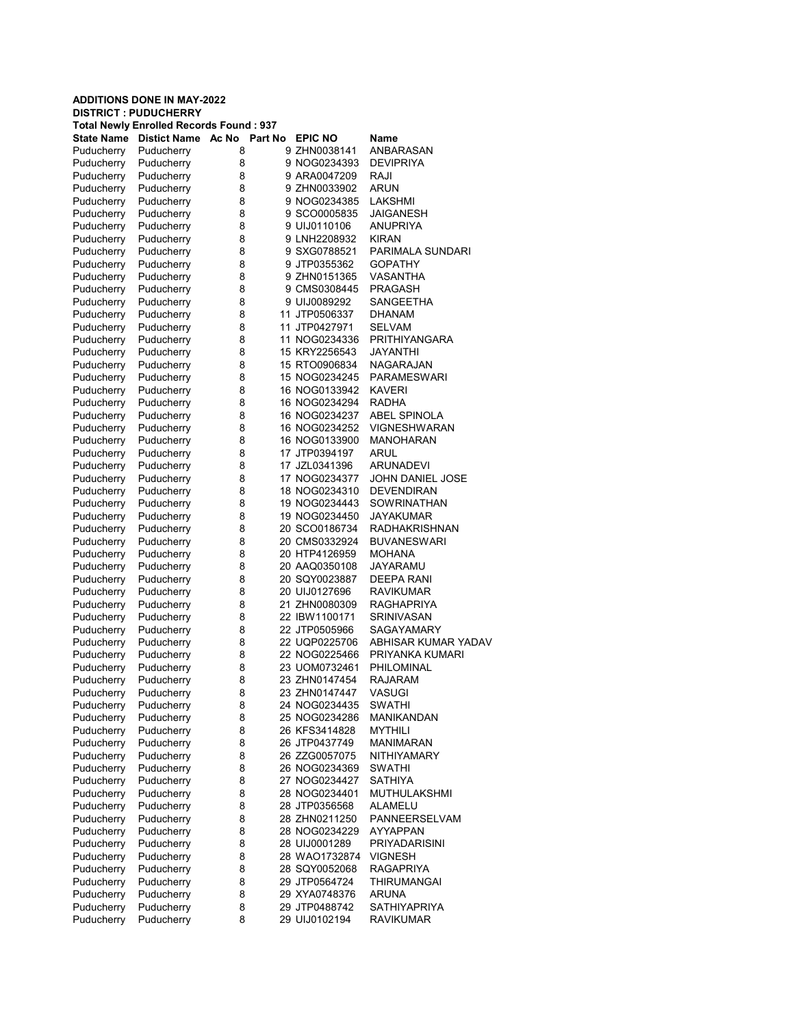**ADDITIONS DONE IN MAY-2022**
**DISTRICT : PUDUCHERRY**
**Total Newly Enrolled Records Found : 937**

| State Name | Distict Name | Ac No | Part No | EPIC NO | Name |
|---|---|---|---|---|---|
| Puducherry | Puducherry | 8 | 9 | ZHN0038141 | ANBARASAN |
| Puducherry | Puducherry | 8 | 9 | NOG0234393 | DEVIPRIYA |
| Puducherry | Puducherry | 8 | 9 | ARA0047209 | RAJI |
| Puducherry | Puducherry | 8 | 9 | ZHN0033902 | ARUN |
| Puducherry | Puducherry | 8 | 9 | NOG0234385 | LAKSHMI |
| Puducherry | Puducherry | 8 | 9 | SCO0005835 | JAIGANESH |
| Puducherry | Puducherry | 8 | 9 | UIJ0110106 | ANUPRIYA |
| Puducherry | Puducherry | 8 | 9 | LNH2208932 | KIRAN |
| Puducherry | Puducherry | 8 | 9 | SXG0788521 | PARIMALA SUNDARI |
| Puducherry | Puducherry | 8 | 9 | JTP0355362 | GOPATHY |
| Puducherry | Puducherry | 8 | 9 | ZHN0151365 | VASANTHA |
| Puducherry | Puducherry | 8 | 9 | CMS0308445 | PRAGASH |
| Puducherry | Puducherry | 8 | 9 | UIJ0089292 | SANGEETHA |
| Puducherry | Puducherry | 8 | 11 | JTP0506337 | DHANAM |
| Puducherry | Puducherry | 8 | 11 | JTP0427971 | SELVAM |
| Puducherry | Puducherry | 8 | 11 | NOG0234336 | PRITHIYANGARA |
| Puducherry | Puducherry | 8 | 15 | KRY2256543 | JAYANTHI |
| Puducherry | Puducherry | 8 | 15 | RTO0906834 | NAGARAJAN |
| Puducherry | Puducherry | 8 | 15 | NOG0234245 | PARAMESWARI |
| Puducherry | Puducherry | 8 | 16 | NOG0133942 | KAVERI |
| Puducherry | Puducherry | 8 | 16 | NOG0234294 | RADHA |
| Puducherry | Puducherry | 8 | 16 | NOG0234237 | ABEL SPINOLA |
| Puducherry | Puducherry | 8 | 16 | NOG0234252 | VIGNESHWARAN |
| Puducherry | Puducherry | 8 | 16 | NOG0133900 | MANOHARAN |
| Puducherry | Puducherry | 8 | 17 | JTP0394197 | ARUL |
| Puducherry | Puducherry | 8 | 17 | JZL0341396 | ARUNADEVI |
| Puducherry | Puducherry | 8 | 17 | NOG0234377 | JOHN DANIEL JOSE |
| Puducherry | Puducherry | 8 | 18 | NOG0234310 | DEVENDIRAN |
| Puducherry | Puducherry | 8 | 19 | NOG0234443 | SOWRINATHAN |
| Puducherry | Puducherry | 8 | 19 | NOG0234450 | JAYAKUMAR |
| Puducherry | Puducherry | 8 | 20 | SCO0186734 | RADHAKRISHNAN |
| Puducherry | Puducherry | 8 | 20 | CMS0332924 | BUVANESWARI |
| Puducherry | Puducherry | 8 | 20 | HTP4126959 | MOHANA |
| Puducherry | Puducherry | 8 | 20 | AAQ0350108 | JAYARAMU |
| Puducherry | Puducherry | 8 | 20 | SQY0023887 | DEEPA RANI |
| Puducherry | Puducherry | 8 | 20 | UIJ0127696 | RAVIKUMAR |
| Puducherry | Puducherry | 8 | 21 | ZHN0080309 | RAGHAPRIYA |
| Puducherry | Puducherry | 8 | 22 | IBW1100171 | SRINIVASAN |
| Puducherry | Puducherry | 8 | 22 | JTP0505966 | SAGAYAMARY |
| Puducherry | Puducherry | 8 | 22 | UQP0225706 | ABHISAR KUMAR YADAV |
| Puducherry | Puducherry | 8 | 22 | NOG0225466 | PRIYANKA KUMARI |
| Puducherry | Puducherry | 8 | 23 | UOM0732461 | PHILOMINAL |
| Puducherry | Puducherry | 8 | 23 | ZHN0147454 | RAJARAM |
| Puducherry | Puducherry | 8 | 23 | ZHN0147447 | VASUGI |
| Puducherry | Puducherry | 8 | 24 | NOG0234435 | SWATHI |
| Puducherry | Puducherry | 8 | 25 | NOG0234286 | MANIKANDAN |
| Puducherry | Puducherry | 8 | 26 | KFS3414828 | MYTHILI |
| Puducherry | Puducherry | 8 | 26 | JTP0437749 | MANIMARAN |
| Puducherry | Puducherry | 8 | 26 | ZZG0057075 | NITHIYAMARY |
| Puducherry | Puducherry | 8 | 26 | NOG0234369 | SWATHI |
| Puducherry | Puducherry | 8 | 27 | NOG0234427 | SATHIYA |
| Puducherry | Puducherry | 8 | 28 | NOG0234401 | MUTHULAKSHMI |
| Puducherry | Puducherry | 8 | 28 | JTP0356568 | ALAMELU |
| Puducherry | Puducherry | 8 | 28 | ZHN0211250 | PANNEERSELVAM |
| Puducherry | Puducherry | 8 | 28 | NOG0234229 | AYYAPPAN |
| Puducherry | Puducherry | 8 | 28 | UIJ0001289 | PRIYADARISINI |
| Puducherry | Puducherry | 8 | 28 | WAO1732874 | VIGNESH |
| Puducherry | Puducherry | 8 | 28 | SQY0052068 | RAGAPRIYA |
| Puducherry | Puducherry | 8 | 29 | JTP0564724 | THIRUMANGAI |
| Puducherry | Puducherry | 8 | 29 | XYA0748376 | ARUNA |
| Puducherry | Puducherry | 8 | 29 | JTP0488742 | SATHIYAPRIYA |
| Puducherry | Puducherry | 8 | 29 | UIJ0102194 | RAVIKUMAR |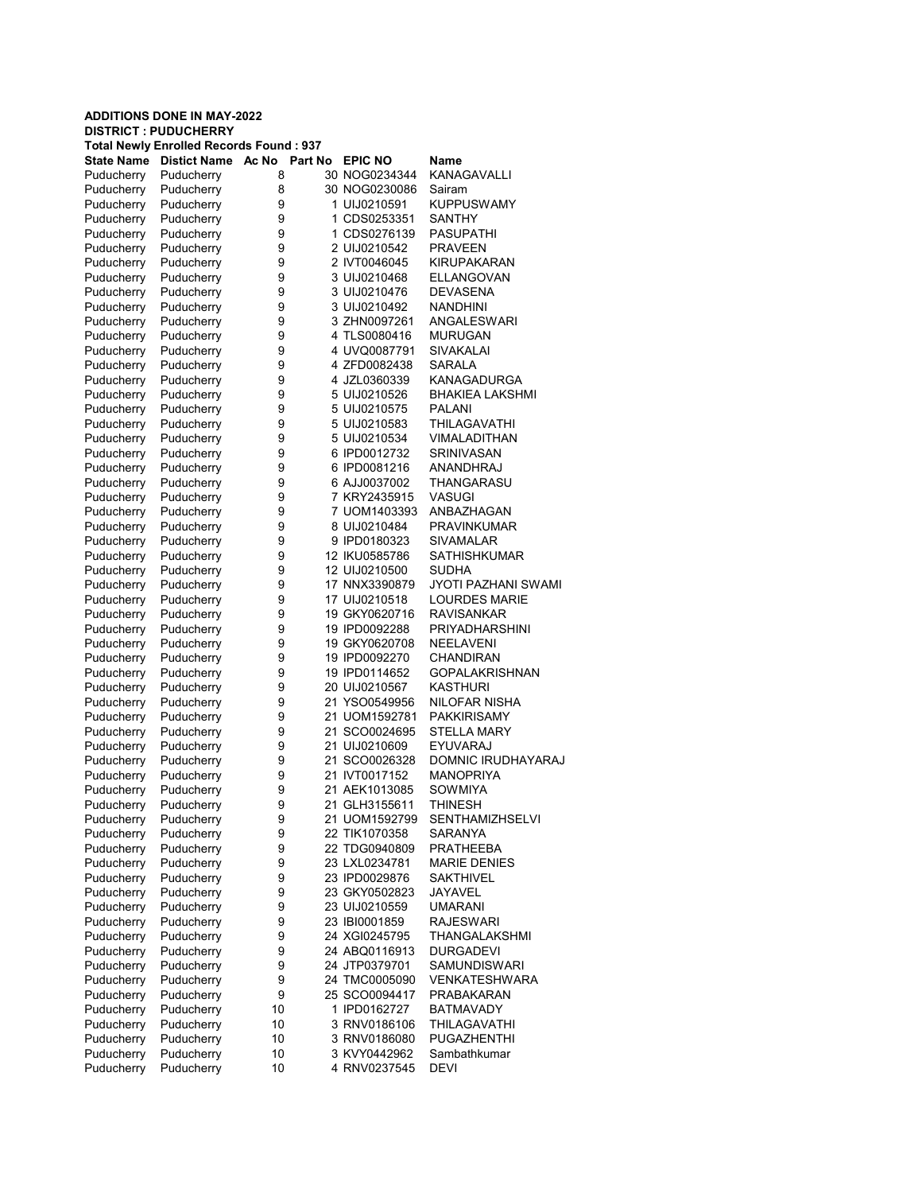**ADDITIONS DONE IN MAY-2022**
**DISTRICT : PUDUCHERRY**
**Total Newly Enrolled Records Found : 937**

| State Name | Distict Name | Ac No | Part No | EPIC NO | Name |
|---|---|---|---|---|---|
| Puducherry | Puducherry | 8 | 30 | NOG0234344 | KANAGAVALLI |
| Puducherry | Puducherry | 8 | 30 | NOG0230086 | Sairam |
| Puducherry | Puducherry | 9 | 1 | UIJ0210591 | KUPPUSWAMY |
| Puducherry | Puducherry | 9 | 1 | CDS0253351 | SANTHY |
| Puducherry | Puducherry | 9 | 1 | CDS0276139 | PASUPATHI |
| Puducherry | Puducherry | 9 | 2 | UIJ0210542 | PRAVEEN |
| Puducherry | Puducherry | 9 | 2 | IVT0046045 | KIRUPAKARAN |
| Puducherry | Puducherry | 9 | 3 | UIJ0210468 | ELLANGOVAN |
| Puducherry | Puducherry | 9 | 3 | UIJ0210476 | DEVASENA |
| Puducherry | Puducherry | 9 | 3 | UIJ0210492 | NANDHINI |
| Puducherry | Puducherry | 9 | 3 | ZHN0097261 | ANGALESWARI |
| Puducherry | Puducherry | 9 | 4 | TLS0080416 | MURUGAN |
| Puducherry | Puducherry | 9 | 4 | UVQ0087791 | SIVAKALAI |
| Puducherry | Puducherry | 9 | 4 | ZFD0082438 | SARALA |
| Puducherry | Puducherry | 9 | 4 | JZL0360339 | KANAGADURGA |
| Puducherry | Puducherry | 9 | 5 | UIJ0210526 | BHAKIEA LAKSHMI |
| Puducherry | Puducherry | 9 | 5 | UIJ0210575 | PALANI |
| Puducherry | Puducherry | 9 | 5 | UIJ0210583 | THILAGAVATHI |
| Puducherry | Puducherry | 9 | 5 | UIJ0210534 | VIMALADITHAN |
| Puducherry | Puducherry | 9 | 6 | IPD0012732 | SRINIVASAN |
| Puducherry | Puducherry | 9 | 6 | IPD0081216 | ANANDHRAJ |
| Puducherry | Puducherry | 9 | 6 | AJJ0037002 | THANGARASU |
| Puducherry | Puducherry | 9 | 7 | KRY2435915 | VASUGI |
| Puducherry | Puducherry | 9 | 7 | UOM1403393 | ANBAZHAGAN |
| Puducherry | Puducherry | 9 | 8 | UIJ0210484 | PRAVINKUMAR |
| Puducherry | Puducherry | 9 | 9 | IPD0180323 | SIVAMALAR |
| Puducherry | Puducherry | 9 | 12 | IKU0585786 | SATHISHKUMAR |
| Puducherry | Puducherry | 9 | 12 | UIJ0210500 | SUDHA |
| Puducherry | Puducherry | 9 | 17 | NNX3390879 | JYOTI PAZHANI SWAMI |
| Puducherry | Puducherry | 9 | 17 | UIJ0210518 | LOURDES MARIE |
| Puducherry | Puducherry | 9 | 19 | GKY0620716 | RAVISANKAR |
| Puducherry | Puducherry | 9 | 19 | IPD0092288 | PRIYADHARSHINI |
| Puducherry | Puducherry | 9 | 19 | GKY0620708 | NEELAVENI |
| Puducherry | Puducherry | 9 | 19 | IPD0092270 | CHANDIRAN |
| Puducherry | Puducherry | 9 | 19 | IPD0114652 | GOPALAKRISHNAN |
| Puducherry | Puducherry | 9 | 20 | UIJ0210567 | KASTHURI |
| Puducherry | Puducherry | 9 | 21 | YSO0549956 | NILOFAR NISHA |
| Puducherry | Puducherry | 9 | 21 | UOM1592781 | PAKKIRISAMY |
| Puducherry | Puducherry | 9 | 21 | SCO0024695 | STELLA MARY |
| Puducherry | Puducherry | 9 | 21 | UIJ0210609 | EYUVARAJ |
| Puducherry | Puducherry | 9 | 21 | SCO0026328 | DOMNIC IRUDHAYARAJ |
| Puducherry | Puducherry | 9 | 21 | IVT0017152 | MANOPRIYA |
| Puducherry | Puducherry | 9 | 21 | AEK1013085 | SOWMIYA |
| Puducherry | Puducherry | 9 | 21 | GLH3155611 | THINESH |
| Puducherry | Puducherry | 9 | 21 | UOM1592799 | SENTHAMIZHSELVI |
| Puducherry | Puducherry | 9 | 22 | TIK1070358 | SARANYA |
| Puducherry | Puducherry | 9 | 22 | TDG0940809 | PRATHEEBA |
| Puducherry | Puducherry | 9 | 23 | LXL0234781 | MARIE DENIES |
| Puducherry | Puducherry | 9 | 23 | IPD0029876 | SAKTHIVEL |
| Puducherry | Puducherry | 9 | 23 | GKY0502823 | JAYAVEL |
| Puducherry | Puducherry | 9 | 23 | UIJ0210559 | UMARANI |
| Puducherry | Puducherry | 9 | 23 | IBI0001859 | RAJESWARI |
| Puducherry | Puducherry | 9 | 24 | XGI0245795 | THANGALAKSHMI |
| Puducherry | Puducherry | 9 | 24 | ABQ0116913 | DURGADEVI |
| Puducherry | Puducherry | 9 | 24 | JTP0379701 | SAMUNDISWARI |
| Puducherry | Puducherry | 9 | 24 | TMC0005090 | VENKATESHWARA |
| Puducherry | Puducherry | 9 | 25 | SCO0094417 | PRABAKARAN |
| Puducherry | Puducherry | 10 | 1 | IPD0162727 | BATMAVADY |
| Puducherry | Puducherry | 10 | 3 | RNV0186106 | THILAGAVATHI |
| Puducherry | Puducherry | 10 | 3 | RNV0186080 | PUGAZHENTHI |
| Puducherry | Puducherry | 10 | 3 | KVY0442962 | Sambathkumar |
| Puducherry | Puducherry | 10 | 4 | RNV0237545 | DEVI |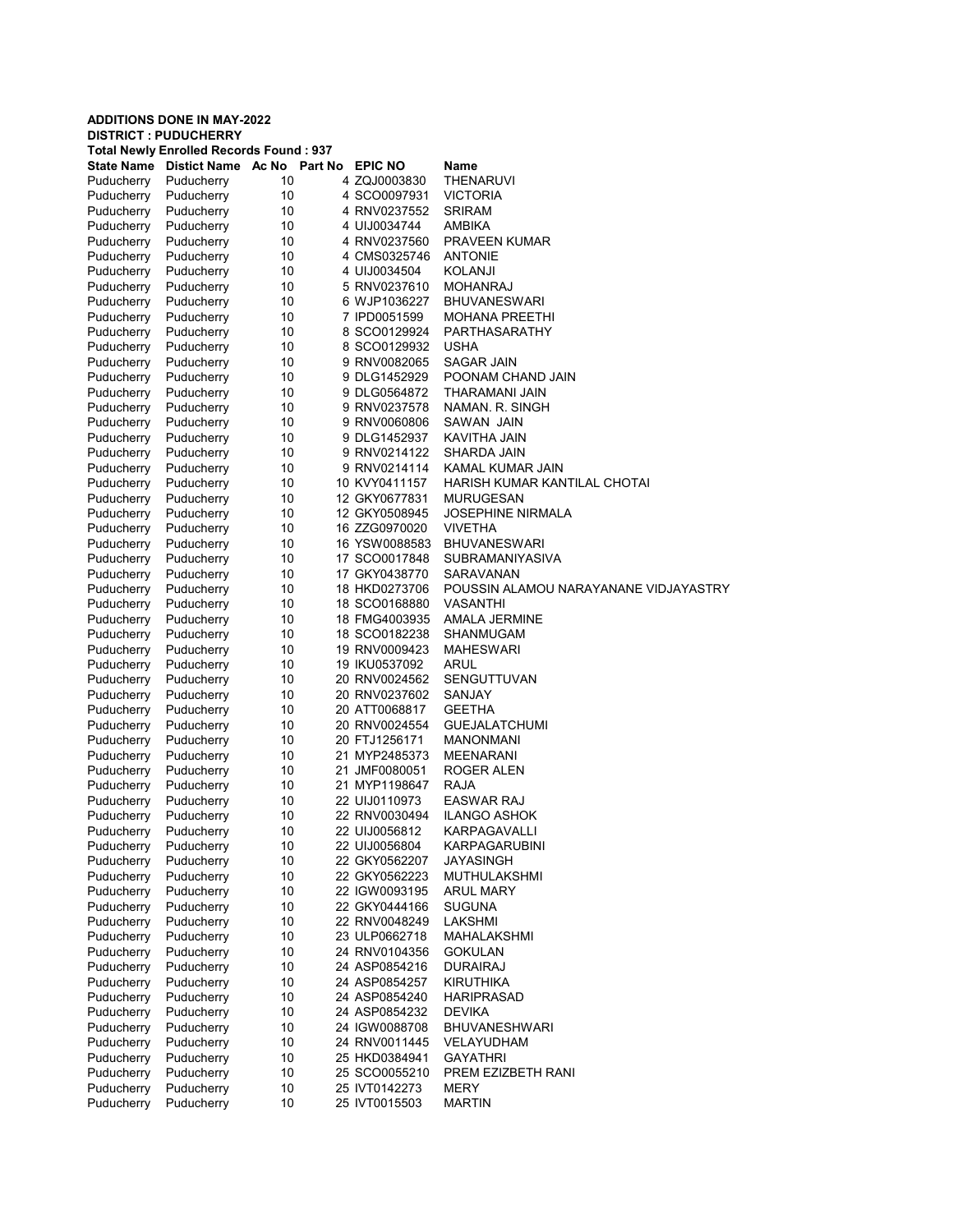**ADDITIONS DONE IN MAY-2022**
**DISTRICT : PUDUCHERRY**
**Total Newly Enrolled Records Found : 937**

| State Name | Distict Name | Ac No | Part No | EPIC NO | Name |
|---|---|---|---|---|---|
| Puducherry | Puducherry | 10 | 4 | ZQJ0003830 | THENARUVI |
| Puducherry | Puducherry | 10 | 4 | SCO0097931 | VICTORIA |
| Puducherry | Puducherry | 10 | 4 | RNV0237552 | SRIRAM |
| Puducherry | Puducherry | 10 | 4 | UIJ0034744 | AMBIKA |
| Puducherry | Puducherry | 10 | 4 | RNV0237560 | PRAVEEN KUMAR |
| Puducherry | Puducherry | 10 | 4 | CMS0325746 | ANTONIE |
| Puducherry | Puducherry | 10 | 4 | UIJ0034504 | KOLANJI |
| Puducherry | Puducherry | 10 | 5 | RNV0237610 | MOHANRAJ |
| Puducherry | Puducherry | 10 | 6 | WJP1036227 | BHUVANESWARI |
| Puducherry | Puducherry | 10 | 7 | IPD0051599 | MOHANA PREETHI |
| Puducherry | Puducherry | 10 | 8 | SCO0129924 | PARTHASARATHY |
| Puducherry | Puducherry | 10 | 8 | SCO0129932 | USHA |
| Puducherry | Puducherry | 10 | 9 | RNV0082065 | SAGAR JAIN |
| Puducherry | Puducherry | 10 | 9 | DLG1452929 | POONAM CHAND JAIN |
| Puducherry | Puducherry | 10 | 9 | DLG0564872 | THARAMANI JAIN |
| Puducherry | Puducherry | 10 | 9 | RNV0237578 | NAMAN. R. SINGH |
| Puducherry | Puducherry | 10 | 9 | RNV0060806 | SAWAN JAIN |
| Puducherry | Puducherry | 10 | 9 | DLG1452937 | KAVITHA JAIN |
| Puducherry | Puducherry | 10 | 9 | RNV0214122 | SHARDA JAIN |
| Puducherry | Puducherry | 10 | 9 | RNV0214114 | KAMAL KUMAR JAIN |
| Puducherry | Puducherry | 10 | 10 | KVY0411157 | HARISH KUMAR KANTILAL CHOTAI |
| Puducherry | Puducherry | 10 | 12 | GKY0677831 | MURUGESAN |
| Puducherry | Puducherry | 10 | 12 | GKY0508945 | JOSEPHINE NIRMALA |
| Puducherry | Puducherry | 10 | 16 | ZZG0970020 | VIVETHA |
| Puducherry | Puducherry | 10 | 16 | YSW0088583 | BHUVANESWARI |
| Puducherry | Puducherry | 10 | 17 | SCO0017848 | SUBRAMANIYASIVA |
| Puducherry | Puducherry | 10 | 17 | GKY0438770 | SARAVANAN |
| Puducherry | Puducherry | 10 | 18 | HKD0273706 | POUSSIN ALAMOU NARAYANANE VIDJAYASTRY |
| Puducherry | Puducherry | 10 | 18 | SCO0168880 | VASANTHI |
| Puducherry | Puducherry | 10 | 18 | FMG4003935 | AMALA JERMINE |
| Puducherry | Puducherry | 10 | 18 | SCO0182238 | SHANMUGAM |
| Puducherry | Puducherry | 10 | 19 | RNV0009423 | MAHESWARI |
| Puducherry | Puducherry | 10 | 19 | IKU0537092 | ARUL |
| Puducherry | Puducherry | 10 | 20 | RNV0024562 | SENGUTTUVAN |
| Puducherry | Puducherry | 10 | 20 | RNV0237602 | SANJAY |
| Puducherry | Puducherry | 10 | 20 | ATT0068817 | GEETHA |
| Puducherry | Puducherry | 10 | 20 | RNV0024554 | GUEJALATCHUMI |
| Puducherry | Puducherry | 10 | 20 | FTJ1256171 | MANONMANI |
| Puducherry | Puducherry | 10 | 21 | MYP2485373 | MEENARANI |
| Puducherry | Puducherry | 10 | 21 | JMF0080051 | ROGER ALEN |
| Puducherry | Puducherry | 10 | 21 | MYP1198647 | RAJA |
| Puducherry | Puducherry | 10 | 22 | UIJ0110973 | EASWAR RAJ |
| Puducherry | Puducherry | 10 | 22 | RNV0030494 | ILANGO ASHOK |
| Puducherry | Puducherry | 10 | 22 | UIJ0056812 | KARPAGAVALLI |
| Puducherry | Puducherry | 10 | 22 | UIJ0056804 | KARPAGARUBINI |
| Puducherry | Puducherry | 10 | 22 | GKY0562207 | JAYASINGH |
| Puducherry | Puducherry | 10 | 22 | GKY0562223 | MUTHULAKSHMI |
| Puducherry | Puducherry | 10 | 22 | IGW0093195 | ARUL MARY |
| Puducherry | Puducherry | 10 | 22 | GKY0444166 | SUGUNA |
| Puducherry | Puducherry | 10 | 22 | RNV0048249 | LAKSHMI |
| Puducherry | Puducherry | 10 | 23 | ULP0662718 | MAHALAKSHMI |
| Puducherry | Puducherry | 10 | 24 | RNV0104356 | GOKULAN |
| Puducherry | Puducherry | 10 | 24 | ASP0854216 | DURAIRAJ |
| Puducherry | Puducherry | 10 | 24 | ASP0854257 | KIRUTHIKA |
| Puducherry | Puducherry | 10 | 24 | ASP0854240 | HARIPRASAD |
| Puducherry | Puducherry | 10 | 24 | ASP0854232 | DEVIKA |
| Puducherry | Puducherry | 10 | 24 | IGW0088708 | BHUVANESHWARI |
| Puducherry | Puducherry | 10 | 24 | RNV0011445 | VELAYUDHAM |
| Puducherry | Puducherry | 10 | 25 | HKD0384941 | GAYATHRI |
| Puducherry | Puducherry | 10 | 25 | SCO0055210 | PREM EZIZBETH RANI |
| Puducherry | Puducherry | 10 | 25 | IVT0142273 | MERY |
| Puducherry | Puducherry | 10 | 25 | IVT0015503 | MARTIN |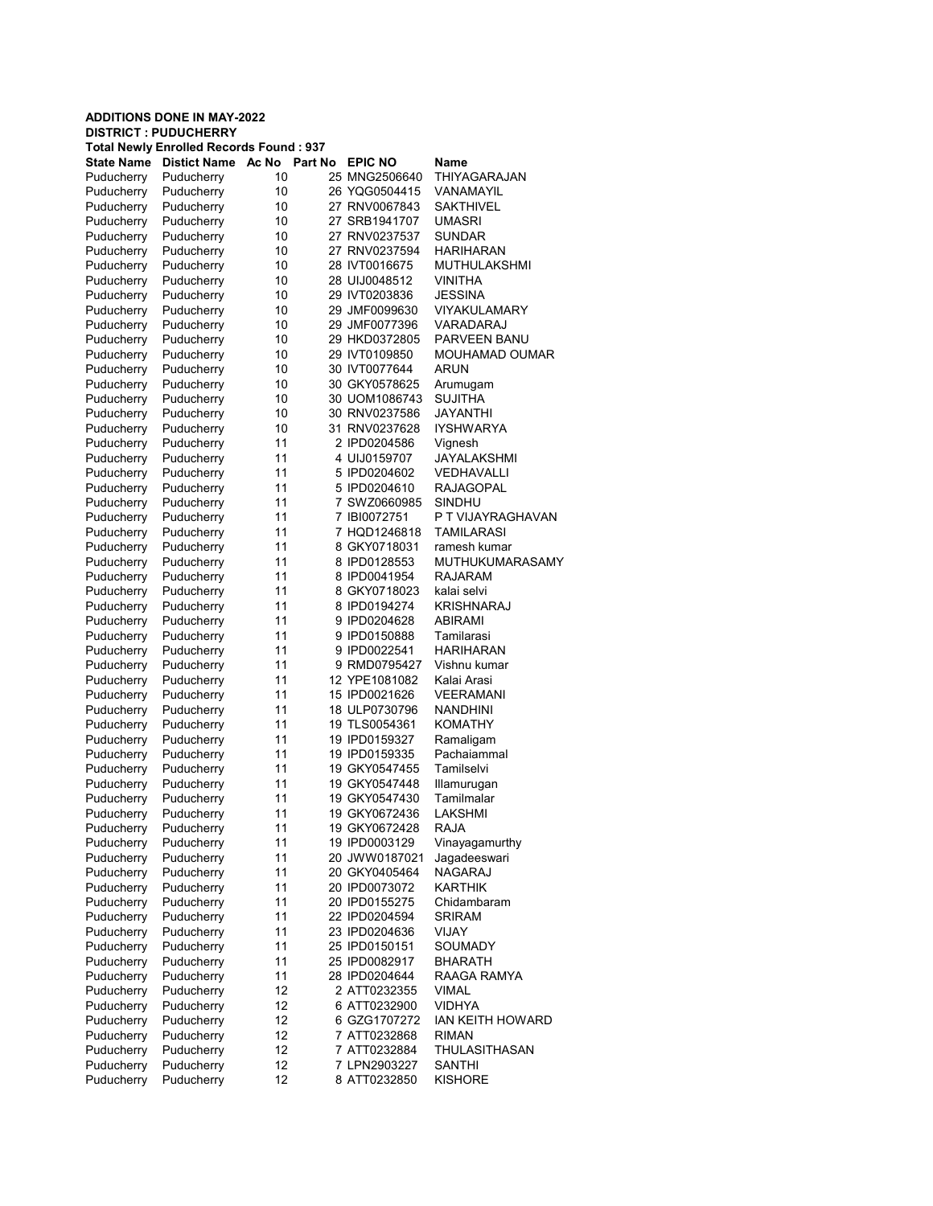**ADDITIONS DONE IN MAY-2022**
**DISTRICT : PUDUCHERRY**
**Total Newly Enrolled Records Found : 937**

| State Name | Distict Name | Ac No | Part No | EPIC NO | Name |
|---|---|---|---|---|---|
| Puducherry | Puducherry | 10 | 25 | MNG2506640 | THIYAGARAJAN |
| Puducherry | Puducherry | 10 | 26 | YQG0504415 | VANAMAYIL |
| Puducherry | Puducherry | 10 | 27 | RNV0067843 | SAKTHIVEL |
| Puducherry | Puducherry | 10 | 27 | SRB1941707 | UMASRI |
| Puducherry | Puducherry | 10 | 27 | RNV0237537 | SUNDAR |
| Puducherry | Puducherry | 10 | 27 | RNV0237594 | HARIHARAN |
| Puducherry | Puducherry | 10 | 28 | IVT0016675 | MUTHULAKSHMI |
| Puducherry | Puducherry | 10 | 28 | UIJ0048512 | VINITHA |
| Puducherry | Puducherry | 10 | 29 | IVT0203836 | JESSINA |
| Puducherry | Puducherry | 10 | 29 | JMF0099630 | VIYAKULAMARY |
| Puducherry | Puducherry | 10 | 29 | JMF0077396 | VARADARAJ |
| Puducherry | Puducherry | 10 | 29 | HKD0372805 | PARVEEN BANU |
| Puducherry | Puducherry | 10 | 29 | IVT0109850 | MOUHAMAD OUMAR |
| Puducherry | Puducherry | 10 | 30 | IVT0077644 | ARUN |
| Puducherry | Puducherry | 10 | 30 | GKY0578625 | Arumugam |
| Puducherry | Puducherry | 10 | 30 | UOM1086743 | SUJITHA |
| Puducherry | Puducherry | 10 | 30 | RNV0237586 | JAYANTHI |
| Puducherry | Puducherry | 10 | 31 | RNV0237628 | IYSHWARYA |
| Puducherry | Puducherry | 11 | 2 | IPD0204586 | Vignesh |
| Puducherry | Puducherry | 11 | 4 | UIJ0159707 | JAYALAKSHMI |
| Puducherry | Puducherry | 11 | 5 | IPD0204602 | VEDHAVALLI |
| Puducherry | Puducherry | 11 | 5 | IPD0204610 | RAJAGOPAL |
| Puducherry | Puducherry | 11 | 7 | SWZ0660985 | SINDHU |
| Puducherry | Puducherry | 11 | 7 | IBI0072751 | P T VIJAYRAGHAVAN |
| Puducherry | Puducherry | 11 | 7 | HQD1246818 | TAMILARASI |
| Puducherry | Puducherry | 11 | 8 | GKY0718031 | ramesh kumar |
| Puducherry | Puducherry | 11 | 8 | IPD0128553 | MUTHUKUMARASAMY |
| Puducherry | Puducherry | 11 | 8 | IPD0041954 | RAJARAM |
| Puducherry | Puducherry | 11 | 8 | GKY0718023 | kalai selvi |
| Puducherry | Puducherry | 11 | 8 | IPD0194274 | KRISHNARAJ |
| Puducherry | Puducherry | 11 | 9 | IPD0204628 | ABIRAMI |
| Puducherry | Puducherry | 11 | 9 | IPD0150888 | Tamilarasi |
| Puducherry | Puducherry | 11 | 9 | IPD0022541 | HARIHARAN |
| Puducherry | Puducherry | 11 | 9 | RMD0795427 | Vishnu kumar |
| Puducherry | Puducherry | 11 | 12 | YPE1081082 | Kalai Arasi |
| Puducherry | Puducherry | 11 | 15 | IPD0021626 | VEERAMANI |
| Puducherry | Puducherry | 11 | 18 | ULP0730796 | NANDHINI |
| Puducherry | Puducherry | 11 | 19 | TLS0054361 | KOMATHY |
| Puducherry | Puducherry | 11 | 19 | IPD0159327 | Ramaligam |
| Puducherry | Puducherry | 11 | 19 | IPD0159335 | Pachaiammal |
| Puducherry | Puducherry | 11 | 19 | GKY0547455 | Tamilselvi |
| Puducherry | Puducherry | 11 | 19 | GKY0547448 | Illamurugan |
| Puducherry | Puducherry | 11 | 19 | GKY0547430 | Tamilmalar |
| Puducherry | Puducherry | 11 | 19 | GKY0672436 | LAKSHMI |
| Puducherry | Puducherry | 11 | 19 | GKY0672428 | RAJA |
| Puducherry | Puducherry | 11 | 19 | IPD0003129 | Vinayagamurthy |
| Puducherry | Puducherry | 11 | 20 | JWW0187021 | Jagadeeswari |
| Puducherry | Puducherry | 11 | 20 | GKY0405464 | NAGARAJ |
| Puducherry | Puducherry | 11 | 20 | IPD0073072 | KARTHIK |
| Puducherry | Puducherry | 11 | 20 | IPD0155275 | Chidambaram |
| Puducherry | Puducherry | 11 | 22 | IPD0204594 | SRIRAM |
| Puducherry | Puducherry | 11 | 23 | IPD0204636 | VIJAY |
| Puducherry | Puducherry | 11 | 25 | IPD0150151 | SOUMADY |
| Puducherry | Puducherry | 11 | 25 | IPD0082917 | BHARATH |
| Puducherry | Puducherry | 11 | 28 | IPD0204644 | RAAGA RAMYA |
| Puducherry | Puducherry | 12 | 2 | ATT0232355 | VIMAL |
| Puducherry | Puducherry | 12 | 6 | ATT0232900 | VIDHYA |
| Puducherry | Puducherry | 12 | 6 | GZG1707272 | IAN KEITH HOWARD |
| Puducherry | Puducherry | 12 | 7 | ATT0232868 | RIMAN |
| Puducherry | Puducherry | 12 | 7 | ATT0232884 | THULASITHASAN |
| Puducherry | Puducherry | 12 | 7 | LPN2903227 | SANTHI |
| Puducherry | Puducherry | 12 | 8 | ATT0232850 | KISHORE |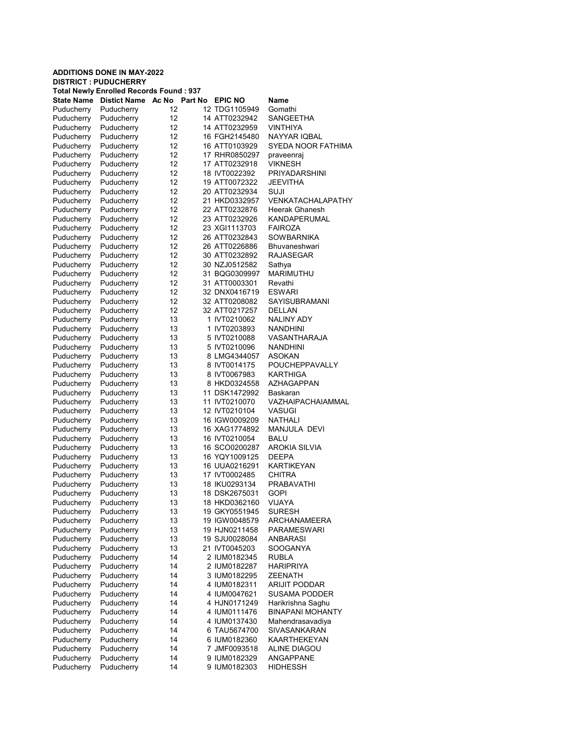**ADDITIONS DONE IN MAY-2022**
**DISTRICT : PUDUCHERRY**
**Total Newly Enrolled Records Found : 937**

| State Name | Distict Name | Ac No | Part No | EPIC NO | Name |
|---|---|---|---|---|---|
| Puducherry | Puducherry | 12 | 12 | TDG1105949 | Gomathi |
| Puducherry | Puducherry | 12 | 14 | ATT0232942 | SANGEETHA |
| Puducherry | Puducherry | 12 | 14 | ATT0232959 | VINTHIYA |
| Puducherry | Puducherry | 12 | 16 | FGH2145480 | NAYYAR IQBAL |
| Puducherry | Puducherry | 12 | 16 | ATT0103929 | SYEDA NOOR FATHIMA |
| Puducherry | Puducherry | 12 | 17 | RHR0850297 | praveenraj |
| Puducherry | Puducherry | 12 | 17 | ATT0232918 | VIKNESH |
| Puducherry | Puducherry | 12 | 18 | IVT0022392 | PRIYADARSHINI |
| Puducherry | Puducherry | 12 | 19 | ATT0072322 | JEEVITHA |
| Puducherry | Puducherry | 12 | 20 | ATT0232934 | SUJI |
| Puducherry | Puducherry | 12 | 21 | HKD0332957 | VENKATACHALAPATHY |
| Puducherry | Puducherry | 12 | 22 | ATT0232876 | Heerak Ghanesh |
| Puducherry | Puducherry | 12 | 23 | ATT0232926 | KANDAPERUMAL |
| Puducherry | Puducherry | 12 | 23 | XGI1113703 | FAIROZA |
| Puducherry | Puducherry | 12 | 26 | ATT0232843 | SOWBARNIKA |
| Puducherry | Puducherry | 12 | 26 | ATT0226886 | Bhuvaneshwari |
| Puducherry | Puducherry | 12 | 30 | ATT0232892 | RAJASEGAR |
| Puducherry | Puducherry | 12 | 30 | NZJ0512582 | Sathya |
| Puducherry | Puducherry | 12 | 31 | BQG0309997 | MARIMUTHU |
| Puducherry | Puducherry | 12 | 31 | ATT0003301 | Revathi |
| Puducherry | Puducherry | 12 | 32 | DNX0416719 | ESWARI |
| Puducherry | Puducherry | 12 | 32 | ATT0208082 | SAYISUBRAMANI |
| Puducherry | Puducherry | 12 | 32 | ATT0217257 | DELLAN |
| Puducherry | Puducherry | 13 | 1 | IVT0210062 | NALINY ADY |
| Puducherry | Puducherry | 13 | 1 | IVT0203893 | NANDHINI |
| Puducherry | Puducherry | 13 | 5 | IVT0210088 | VASANTHARAJA |
| Puducherry | Puducherry | 13 | 5 | IVT0210096 | NANDHINI |
| Puducherry | Puducherry | 13 | 8 | LMG4344057 | ASOKAN |
| Puducherry | Puducherry | 13 | 8 | IVT0014175 | POUCHEPPAVALLY |
| Puducherry | Puducherry | 13 | 8 | IVT0067983 | KARTHIGA |
| Puducherry | Puducherry | 13 | 8 | HKD0324558 | AZHAGAPPAN |
| Puducherry | Puducherry | 13 | 11 | DSK1472992 | Baskaran |
| Puducherry | Puducherry | 13 | 11 | IVT0210070 | VAZHAIPACHAIAMMAL |
| Puducherry | Puducherry | 13 | 12 | IVT0210104 | VASUGI |
| Puducherry | Puducherry | 13 | 16 | IGW0009209 | NATHALI |
| Puducherry | Puducherry | 13 | 16 | XAG1774892 | MANJULA DEVI |
| Puducherry | Puducherry | 13 | 16 | IVT0210054 | BALU |
| Puducherry | Puducherry | 13 | 16 | SCO0200287 | AROKIA SILVIA |
| Puducherry | Puducherry | 13 | 16 | YQY1009125 | DEEPA |
| Puducherry | Puducherry | 13 | 16 | UUA0216291 | KARTIKEYAN |
| Puducherry | Puducherry | 13 | 17 | IVT0002485 | CHITRA |
| Puducherry | Puducherry | 13 | 18 | IKU0293134 | PRABAVATHI |
| Puducherry | Puducherry | 13 | 18 | DSK2675031 | GOPI |
| Puducherry | Puducherry | 13 | 18 | HKD0362160 | VIJAYA |
| Puducherry | Puducherry | 13 | 19 | GKY0551945 | SURESH |
| Puducherry | Puducherry | 13 | 19 | IGW0048579 | ARCHANAMEERA |
| Puducherry | Puducherry | 13 | 19 | HJN0211458 | PARAMESWARI |
| Puducherry | Puducherry | 13 | 19 | SJU0028084 | ANBARASI |
| Puducherry | Puducherry | 13 | 21 | IVT0045203 | SOOGANYA |
| Puducherry | Puducherry | 14 | 2 | IUM0182345 | RUBLA |
| Puducherry | Puducherry | 14 | 2 | IUM0182287 | HARIPRIYA |
| Puducherry | Puducherry | 14 | 3 | IUM0182295 | ZEENATH |
| Puducherry | Puducherry | 14 | 4 | IUM0182311 | ARIJIT PODDAR |
| Puducherry | Puducherry | 14 | 4 | IUM0047621 | SUSAMA PODDER |
| Puducherry | Puducherry | 14 | 4 | HJN0171249 | Harikrishna Saghu |
| Puducherry | Puducherry | 14 | 4 | IUM0111476 | BINAPANI MOHANTY |
| Puducherry | Puducherry | 14 | 4 | IUM0137430 | Mahendrasavadiya |
| Puducherry | Puducherry | 14 | 6 | TAU5674700 | SIVASANKARAN |
| Puducherry | Puducherry | 14 | 6 | IUM0182360 | KAARTHEKEYAN |
| Puducherry | Puducherry | 14 | 7 | JMF0093518 | ALINE DIAGOU |
| Puducherry | Puducherry | 14 | 9 | IUM0182329 | ANGAPPANE |
| Puducherry | Puducherry | 14 | 9 | IUM0182303 | HIDHESSH |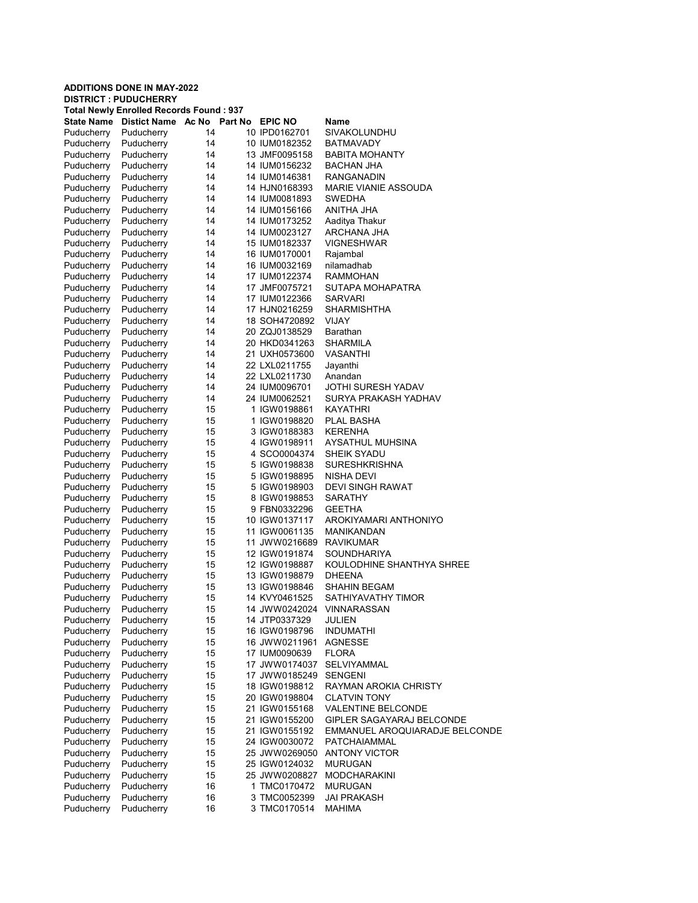**ADDITIONS DONE IN MAY-2022**
**DISTRICT : PUDUCHERRY**
**Total Newly Enrolled Records Found : 937**

| State Name | Distict Name | Ac No | Part No | EPIC NO | Name |
|---|---|---|---|---|---|
| Puducherry | Puducherry | 14 | 10 | IPD0162701 | SIVAKOLUNDHU |
| Puducherry | Puducherry | 14 | 10 | IUM0182352 | BATMAVADY |
| Puducherry | Puducherry | 14 | 13 | JMF0095158 | BABITA MOHANTY |
| Puducherry | Puducherry | 14 | 14 | IUM0156232 | BACHAN JHA |
| Puducherry | Puducherry | 14 | 14 | IUM0146381 | RANGANADIN |
| Puducherry | Puducherry | 14 | 14 | HJN0168393 | MARIE VIANIE ASSOUDA |
| Puducherry | Puducherry | 14 | 14 | IUM0081893 | SWEDHA |
| Puducherry | Puducherry | 14 | 14 | IUM0156166 | ANITHA JHA |
| Puducherry | Puducherry | 14 | 14 | IUM0173252 | Aaditya Thakur |
| Puducherry | Puducherry | 14 | 14 | IUM0023127 | ARCHANA JHA |
| Puducherry | Puducherry | 14 | 15 | IUM0182337 | VIGNESHWAR |
| Puducherry | Puducherry | 14 | 16 | IUM0170001 | Rajambal |
| Puducherry | Puducherry | 14 | 16 | IUM0032169 | nilamadhab |
| Puducherry | Puducherry | 14 | 17 | IUM0122374 | RAMMOHAN |
| Puducherry | Puducherry | 14 | 17 | JMF0075721 | SUTAPA MOHAPATRA |
| Puducherry | Puducherry | 14 | 17 | IUM0122366 | SARVARI |
| Puducherry | Puducherry | 14 | 17 | HJN0216259 | SHARMISHTHA |
| Puducherry | Puducherry | 14 | 18 | SOH4720892 | VIJAY |
| Puducherry | Puducherry | 14 | 20 | ZQJ0138529 | Barathan |
| Puducherry | Puducherry | 14 | 20 | HKD0341263 | SHARMILA |
| Puducherry | Puducherry | 14 | 21 | UXH0573600 | VASANTHI |
| Puducherry | Puducherry | 14 | 22 | LXL0211755 | Jayanthi |
| Puducherry | Puducherry | 14 | 22 | LXL0211730 | Anandan |
| Puducherry | Puducherry | 14 | 24 | IUM0096701 | JOTHI SURESH YADAV |
| Puducherry | Puducherry | 14 | 24 | IUM0062521 | SURYA PRAKASH YADHAV |
| Puducherry | Puducherry | 15 | 1 | IGW0198861 | KAYATHRI |
| Puducherry | Puducherry | 15 | 1 | IGW0198820 | PLAL BASHA |
| Puducherry | Puducherry | 15 | 3 | IGW0188383 | KERENHA |
| Puducherry | Puducherry | 15 | 4 | IGW0198911 | AYSATHUL MUHSINA |
| Puducherry | Puducherry | 15 | 4 | SCO0004374 | SHEIK SYADU |
| Puducherry | Puducherry | 15 | 5 | IGW0198838 | SURESHKRISHNA |
| Puducherry | Puducherry | 15 | 5 | IGW0198895 | NISHA DEVI |
| Puducherry | Puducherry | 15 | 5 | IGW0198903 | DEVI SINGH RAWAT |
| Puducherry | Puducherry | 15 | 8 | IGW0198853 | SARATHY |
| Puducherry | Puducherry | 15 | 9 | FBN0332296 | GEETHA |
| Puducherry | Puducherry | 15 | 10 | IGW0137117 | AROKIYAMARI ANTHONIYO |
| Puducherry | Puducherry | 15 | 11 | IGW0061135 | MANIKANDAN |
| Puducherry | Puducherry | 15 | 11 | JWW0216689 | RAVIKUMAR |
| Puducherry | Puducherry | 15 | 12 | IGW0191874 | SOUNDHARIYA |
| Puducherry | Puducherry | 15 | 12 | IGW0198887 | KOULODHINE SHANTHYA SHREE |
| Puducherry | Puducherry | 15 | 13 | IGW0198879 | DHEENA |
| Puducherry | Puducherry | 15 | 13 | IGW0198846 | SHAHIN BEGAM |
| Puducherry | Puducherry | 15 | 14 | KVY0461525 | SATHIYAVATHY TIMOR |
| Puducherry | Puducherry | 15 | 14 | JWW0242024 | VINNARASSAN |
| Puducherry | Puducherry | 15 | 14 | JTP0337329 | JULIEN |
| Puducherry | Puducherry | 15 | 16 | IGW0198796 | INDUMATHI |
| Puducherry | Puducherry | 15 | 16 | JWW0211961 | AGNESSE |
| Puducherry | Puducherry | 15 | 17 | IUM0090639 | FLORA |
| Puducherry | Puducherry | 15 | 17 | JWW0174037 | SELVIYAMMAL |
| Puducherry | Puducherry | 15 | 17 | JWW0185249 | SENGENI |
| Puducherry | Puducherry | 15 | 18 | IGW0198812 | RAYMAN AROKIA CHRISTY |
| Puducherry | Puducherry | 15 | 20 | IGW0198804 | CLATVIN TONY |
| Puducherry | Puducherry | 15 | 21 | IGW0155168 | VALENTINE BELCONDE |
| Puducherry | Puducherry | 15 | 21 | IGW0155200 | GIPLER SAGAYARAJ BELCONDE |
| Puducherry | Puducherry | 15 | 21 | IGW0155192 | EMMANUEL AROQUIARADJE BELCONDE |
| Puducherry | Puducherry | 15 | 24 | IGW0030072 | PATCHAIAMMAL |
| Puducherry | Puducherry | 15 | 25 | JWW0269050 | ANTONY VICTOR |
| Puducherry | Puducherry | 15 | 25 | IGW0124032 | MURUGAN |
| Puducherry | Puducherry | 15 | 25 | JWW0208827 | MODCHARAKINI |
| Puducherry | Puducherry | 16 | 1 | TMC0170472 | MURUGAN |
| Puducherry | Puducherry | 16 | 3 | TMC0052399 | JAI PRAKASH |
| Puducherry | Puducherry | 16 | 3 | TMC0170514 | MAHIMA |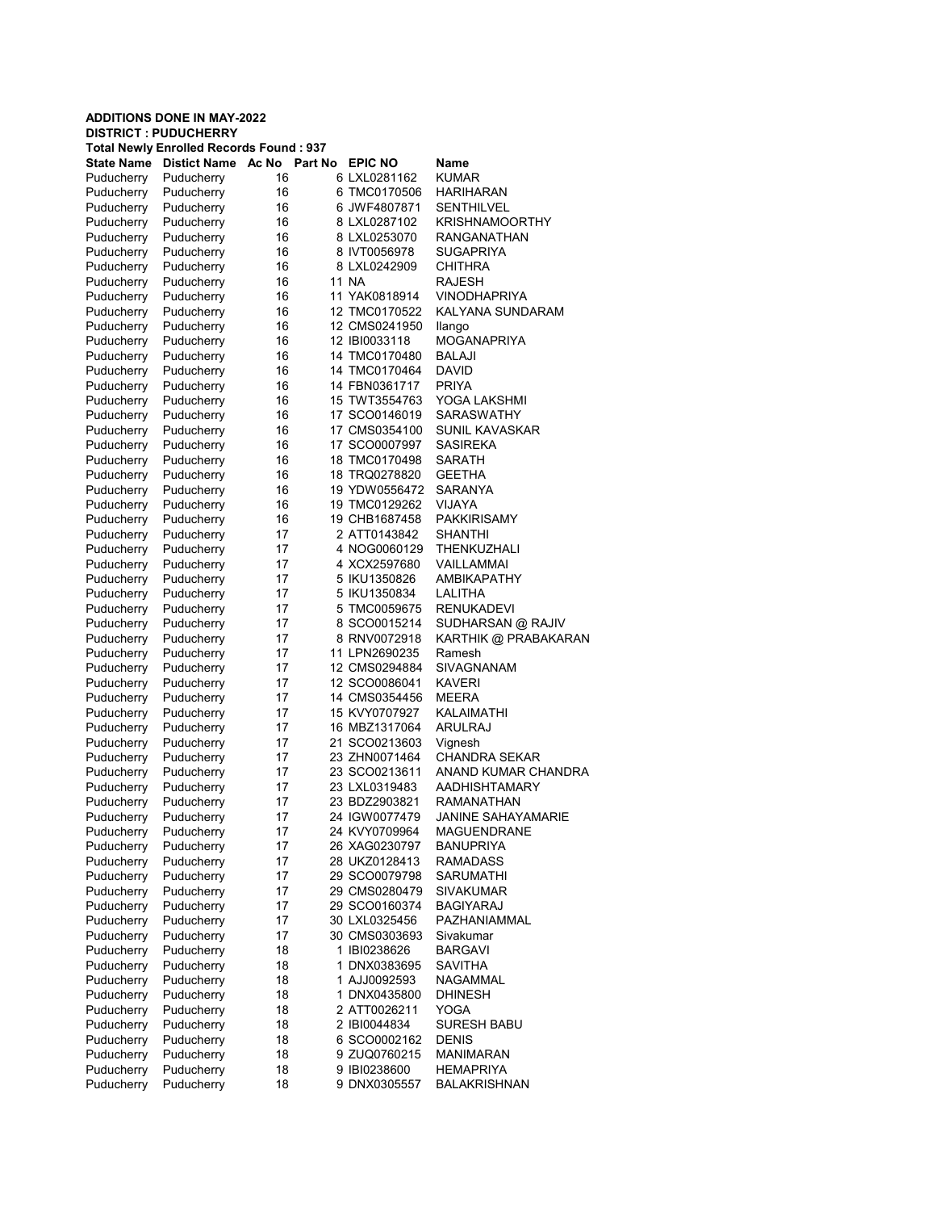**ADDITIONS DONE IN MAY-2022**
**DISTRICT : PUDUCHERRY**
**Total Newly Enrolled Records Found : 937**

| State Name | Distict Name | Ac No | Part No | EPIC NO | Name |
|---|---|---|---|---|---|
| Puducherry | Puducherry | 16 | 6 | LXL0281162 | KUMAR |
| Puducherry | Puducherry | 16 | 6 | TMC0170506 | HARIHARAN |
| Puducherry | Puducherry | 16 | 6 | JWF4807871 | SENTHILVEL |
| Puducherry | Puducherry | 16 | 8 | LXL0287102 | KRISHNAMOORTHY |
| Puducherry | Puducherry | 16 | 8 | LXL0253070 | RANGANATHAN |
| Puducherry | Puducherry | 16 | 8 | IVT0056978 | SUGAPRIYA |
| Puducherry | Puducherry | 16 | 8 | LXL0242909 | CHITHRA |
| Puducherry | Puducherry | 16 | 11 | NA | RAJESH |
| Puducherry | Puducherry | 16 | 11 | YAK0818914 | VINODHAPRIYA |
| Puducherry | Puducherry | 16 | 12 | TMC0170522 | KALYANA SUNDARAM |
| Puducherry | Puducherry | 16 | 12 | CMS0241950 | Ilango |
| Puducherry | Puducherry | 16 | 12 | IBI0033118 | MOGANAPRIYA |
| Puducherry | Puducherry | 16 | 14 | TMC0170480 | BALAJI |
| Puducherry | Puducherry | 16 | 14 | TMC0170464 | DAVID |
| Puducherry | Puducherry | 16 | 14 | FBN0361717 | PRIYA |
| Puducherry | Puducherry | 16 | 15 | TWT3554763 | YOGA LAKSHMI |
| Puducherry | Puducherry | 16 | 17 | SCO0146019 | SARASWATHY |
| Puducherry | Puducherry | 16 | 17 | CMS0354100 | SUNIL KAVASKAR |
| Puducherry | Puducherry | 16 | 17 | SCO0007997 | SASIREKA |
| Puducherry | Puducherry | 16 | 18 | TMC0170498 | SARATH |
| Puducherry | Puducherry | 16 | 18 | TRQ0278820 | GEETHA |
| Puducherry | Puducherry | 16 | 19 | YDW0556472 | SARANYA |
| Puducherry | Puducherry | 16 | 19 | TMC0129262 | VIJAYA |
| Puducherry | Puducherry | 16 | 19 | CHB1687458 | PAKKIRISAMY |
| Puducherry | Puducherry | 17 | 2 | ATT0143842 | SHANTHI |
| Puducherry | Puducherry | 17 | 4 | NOG0060129 | THENKUZHALI |
| Puducherry | Puducherry | 17 | 4 | XCX2597680 | VAILLAMMAI |
| Puducherry | Puducherry | 17 | 5 | IKU1350826 | AMBIKAPATHY |
| Puducherry | Puducherry | 17 | 5 | IKU1350834 | LALITHA |
| Puducherry | Puducherry | 17 | 5 | TMC0059675 | RENUKADEVI |
| Puducherry | Puducherry | 17 | 8 | SCO0015214 | SUDHARSAN @ RAJIV |
| Puducherry | Puducherry | 17 | 8 | RNV0072918 | KARTHIK @ PRABAKARAN |
| Puducherry | Puducherry | 17 | 11 | LPN2690235 | Ramesh |
| Puducherry | Puducherry | 17 | 12 | CMS0294884 | SIVAGNANAM |
| Puducherry | Puducherry | 17 | 12 | SCO0086041 | KAVERI |
| Puducherry | Puducherry | 17 | 14 | CMS0354456 | MEERA |
| Puducherry | Puducherry | 17 | 15 | KVY0707927 | KALAIMATHI |
| Puducherry | Puducherry | 17 | 16 | MBZ1317064 | ARULRAJ |
| Puducherry | Puducherry | 17 | 21 | SCO0213603 | Vignesh |
| Puducherry | Puducherry | 17 | 23 | ZHN0071464 | CHANDRA SEKAR |
| Puducherry | Puducherry | 17 | 23 | SCO0213611 | ANAND KUMAR CHANDRA |
| Puducherry | Puducherry | 17 | 23 | LXL0319483 | AADHISHTAMARY |
| Puducherry | Puducherry | 17 | 23 | BDZ2903821 | RAMANATHAN |
| Puducherry | Puducherry | 17 | 24 | IGW0077479 | JANINE SAHAYAMARIE |
| Puducherry | Puducherry | 17 | 24 | KVY0709964 | MAGUENDRANE |
| Puducherry | Puducherry | 17 | 26 | XAG0230797 | BANUPRIYA |
| Puducherry | Puducherry | 17 | 28 | UKZ0128413 | RAMADASS |
| Puducherry | Puducherry | 17 | 29 | SCO0079798 | SARUMATHI |
| Puducherry | Puducherry | 17 | 29 | CMS0280479 | SIVAKUMAR |
| Puducherry | Puducherry | 17 | 29 | SCO0160374 | BAGIYARAJ |
| Puducherry | Puducherry | 17 | 30 | LXL0325456 | PAZHANIAMMAL |
| Puducherry | Puducherry | 17 | 30 | CMS0303693 | Sivakumar |
| Puducherry | Puducherry | 18 | 1 | IBI0238626 | BARGAVI |
| Puducherry | Puducherry | 18 | 1 | DNX0383695 | SAVITHA |
| Puducherry | Puducherry | 18 | 1 | AJJ0092593 | NAGAMMAL |
| Puducherry | Puducherry | 18 | 1 | DNX0435800 | DHINESH |
| Puducherry | Puducherry | 18 | 2 | ATT0026211 | YOGA |
| Puducherry | Puducherry | 18 | 2 | IBI0044834 | SURESH BABU |
| Puducherry | Puducherry | 18 | 6 | SCO0002162 | DENIS |
| Puducherry | Puducherry | 18 | 9 | ZUQ0760215 | MANIMARAN |
| Puducherry | Puducherry | 18 | 9 | IBI0238600 | HEMAPRIYA |
| Puducherry | Puducherry | 18 | 9 | DNX0305557 | BALAKRISHNAN |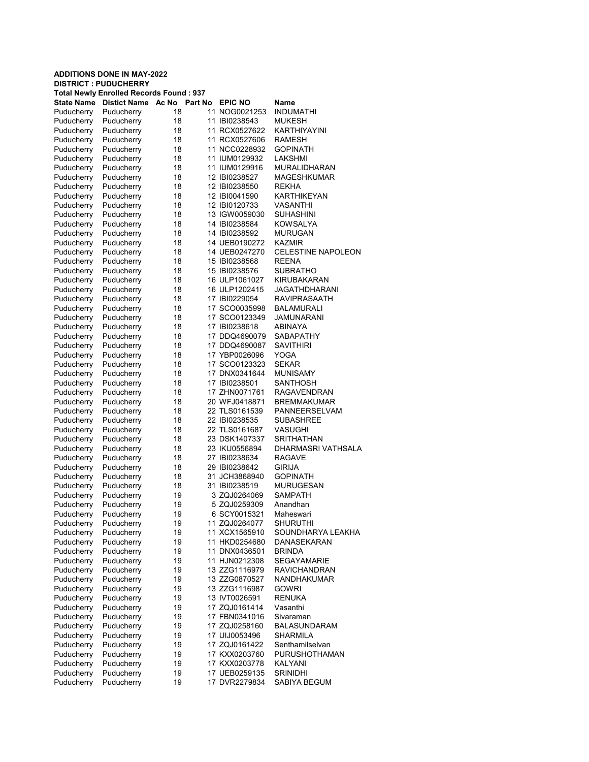**ADDITIONS DONE IN MAY-2022**
**DISTRICT : PUDUCHERRY**
**Total Newly Enrolled Records Found : 937**

| State Name | Distict Name | Ac No | Part No | EPIC NO | Name |
|---|---|---|---|---|---|
| Puducherry | Puducherry | 18 | 11 | NOG0021253 | INDUMATHI |
| Puducherry | Puducherry | 18 | 11 | IBI0238543 | MUKESH |
| Puducherry | Puducherry | 18 | 11 | RCX0527622 | KARTHIYAYINI |
| Puducherry | Puducherry | 18 | 11 | RCX0527606 | RAMESH |
| Puducherry | Puducherry | 18 | 11 | NCC0228932 | GOPINATH |
| Puducherry | Puducherry | 18 | 11 | IUM0129932 | LAKSHMI |
| Puducherry | Puducherry | 18 | 11 | IUM0129916 | MURALIDHARAN |
| Puducherry | Puducherry | 18 | 12 | IBI0238527 | MAGESHKUMAR |
| Puducherry | Puducherry | 18 | 12 | IBI0238550 | REKHA |
| Puducherry | Puducherry | 18 | 12 | IBI0041590 | KARTHIKEYAN |
| Puducherry | Puducherry | 18 | 12 | IBI0120733 | VASANTHI |
| Puducherry | Puducherry | 18 | 13 | IGW0059030 | SUHASHINI |
| Puducherry | Puducherry | 18 | 14 | IBI0238584 | KOWSALYA |
| Puducherry | Puducherry | 18 | 14 | IBI0238592 | MURUGAN |
| Puducherry | Puducherry | 18 | 14 | UEB0190272 | KAZMIR |
| Puducherry | Puducherry | 18 | 14 | UEB0247270 | CELESTINE NAPOLEON |
| Puducherry | Puducherry | 18 | 15 | IBI0238568 | REENA |
| Puducherry | Puducherry | 18 | 15 | IBI0238576 | SUBRATHO |
| Puducherry | Puducherry | 18 | 16 | ULP1061027 | KIRUBAKARAN |
| Puducherry | Puducherry | 18 | 16 | ULP1202415 | JAGATHDHARANI |
| Puducherry | Puducherry | 18 | 17 | IBI0229054 | RAVIPRASAATH |
| Puducherry | Puducherry | 18 | 17 | SCO0035998 | BALAMURALI |
| Puducherry | Puducherry | 18 | 17 | SCO0123349 | JAMUNARANI |
| Puducherry | Puducherry | 18 | 17 | IBI0238618 | ABINAYA |
| Puducherry | Puducherry | 18 | 17 | DDQ4690079 | SABAPATHY |
| Puducherry | Puducherry | 18 | 17 | DDQ4690087 | SAVITHIRI |
| Puducherry | Puducherry | 18 | 17 | YBP0026096 | YOGA |
| Puducherry | Puducherry | 18 | 17 | SCO0123323 | SEKAR |
| Puducherry | Puducherry | 18 | 17 | DNX0341644 | MUNISAMY |
| Puducherry | Puducherry | 18 | 17 | IBI0238501 | SANTHOSH |
| Puducherry | Puducherry | 18 | 17 | ZHN0071761 | RAGAVENDRAN |
| Puducherry | Puducherry | 18 | 20 | WFJ0418871 | BREMMAKUMAR |
| Puducherry | Puducherry | 18 | 22 | TLS0161539 | PANNEERSELVAM |
| Puducherry | Puducherry | 18 | 22 | IBI0238535 | SUBASHREE |
| Puducherry | Puducherry | 18 | 22 | TLS0161687 | VASUGHI |
| Puducherry | Puducherry | 18 | 23 | DSK1407337 | SRITHATHAN |
| Puducherry | Puducherry | 18 | 23 | IKU0556894 | DHARMASRI VATHSALA |
| Puducherry | Puducherry | 18 | 27 | IBI0238634 | RAGAVE |
| Puducherry | Puducherry | 18 | 29 | IBI0238642 | GIRIJA |
| Puducherry | Puducherry | 18 | 31 | JCH3868940 | GOPINATH |
| Puducherry | Puducherry | 18 | 31 | IBI0238519 | MURUGESAN |
| Puducherry | Puducherry | 19 | 3 | ZQJ0264069 | SAMPATH |
| Puducherry | Puducherry | 19 | 5 | ZQJ0259309 | Anandhan |
| Puducherry | Puducherry | 19 | 6 | SCY0015321 | Maheswari |
| Puducherry | Puducherry | 19 | 11 | ZQJ0264077 | SHURUTHI |
| Puducherry | Puducherry | 19 | 11 | XCX1565910 | SOUNDHARYA LEAKHA |
| Puducherry | Puducherry | 19 | 11 | HKD0254680 | DANASEKARAN |
| Puducherry | Puducherry | 19 | 11 | DNX0436501 | BRINDA |
| Puducherry | Puducherry | 19 | 11 | HJN0212308 | SEGAYAMARIE |
| Puducherry | Puducherry | 19 | 13 | ZZG1116979 | RAVICHANDRAN |
| Puducherry | Puducherry | 19 | 13 | ZZG0870527 | NANDHAKUMAR |
| Puducherry | Puducherry | 19 | 13 | ZZG1116987 | GOWRI |
| Puducherry | Puducherry | 19 | 13 | IVT0026591 | RENUKA |
| Puducherry | Puducherry | 19 | 17 | ZQJ0161414 | Vasanthi |
| Puducherry | Puducherry | 19 | 17 | FBN0341016 | Sivaraman |
| Puducherry | Puducherry | 19 | 17 | ZQJ0258160 | BALASUNDARAM |
| Puducherry | Puducherry | 19 | 17 | UIJ0053496 | SHARMILA |
| Puducherry | Puducherry | 19 | 17 | ZQJ0161422 | Senthamilselvan |
| Puducherry | Puducherry | 19 | 17 | KXX0203760 | PURUSHOTHAMAN |
| Puducherry | Puducherry | 19 | 17 | KXX0203778 | KALYANI |
| Puducherry | Puducherry | 19 | 17 | UEB0259135 | SRINIDHI |
| Puducherry | Puducherry | 19 | 17 | DVR2279834 | SABIYA BEGUM |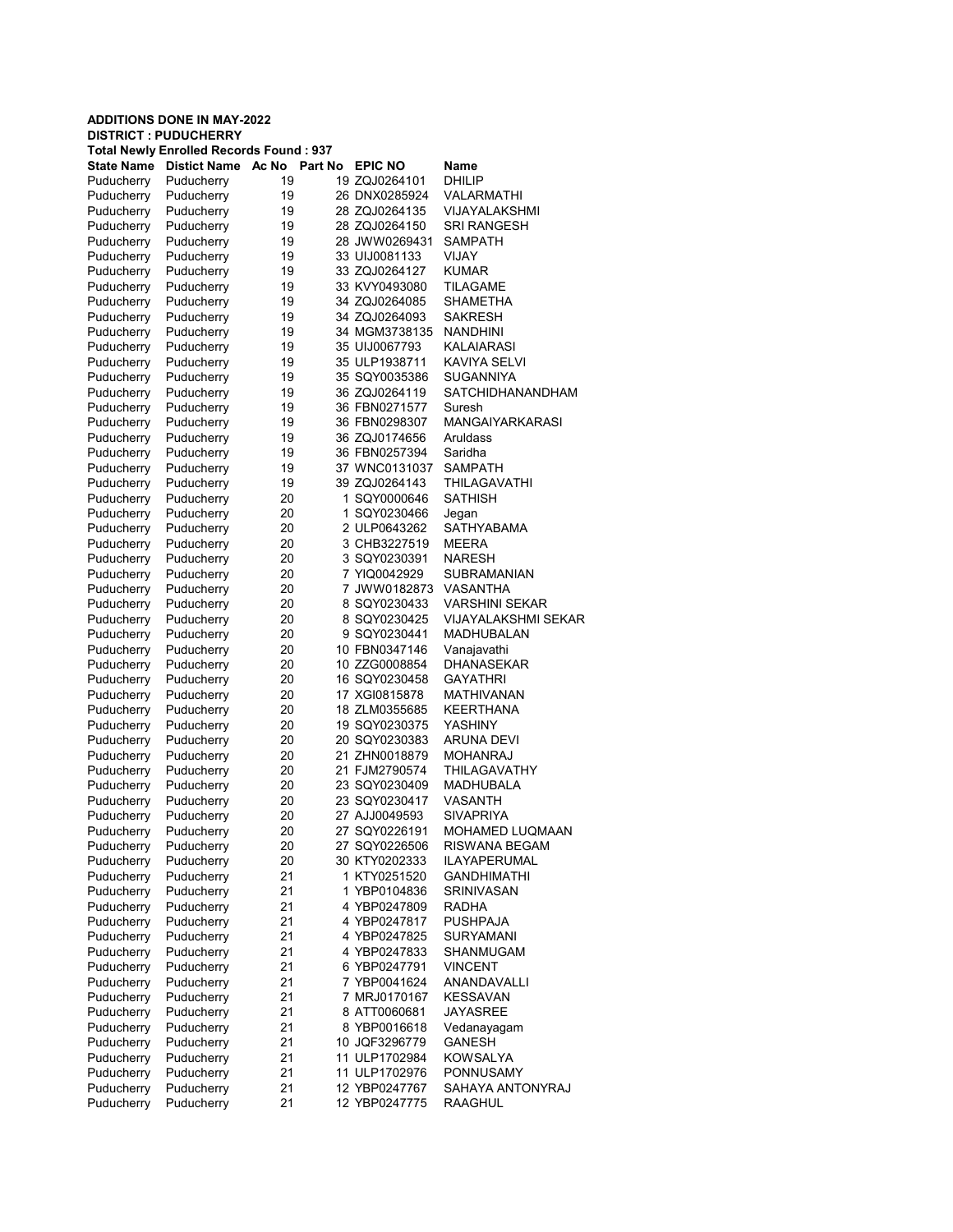**ADDITIONS DONE IN MAY-2022**
**DISTRICT : PUDUCHERRY**
**Total Newly Enrolled Records Found : 937**

| State Name | Distict Name | Ac No | Part No | EPIC NO | Name |
|---|---|---|---|---|---|
| Puducherry | Puducherry | 19 | 19 | ZQJ0264101 | DHILIP |
| Puducherry | Puducherry | 19 | 26 | DNX0285924 | VALARMATHI |
| Puducherry | Puducherry | 19 | 28 | ZQJ0264135 | VIJAYALAKSHMI |
| Puducherry | Puducherry | 19 | 28 | ZQJ0264150 | SRI RANGESH |
| Puducherry | Puducherry | 19 | 28 | JWW0269431 | SAMPATH |
| Puducherry | Puducherry | 19 | 33 | UIJ0081133 | VIJAY |
| Puducherry | Puducherry | 19 | 33 | ZQJ0264127 | KUMAR |
| Puducherry | Puducherry | 19 | 33 | KVY0493080 | TILAGAME |
| Puducherry | Puducherry | 19 | 34 | ZQJ0264085 | SHAMETHA |
| Puducherry | Puducherry | 19 | 34 | ZQJ0264093 | SAKRESH |
| Puducherry | Puducherry | 19 | 34 | MGM3738135 | NANDHINI |
| Puducherry | Puducherry | 19 | 35 | UIJ0067793 | KALAIARASI |
| Puducherry | Puducherry | 19 | 35 | ULP1938711 | KAVIYA SELVI |
| Puducherry | Puducherry | 19 | 35 | SQY0035386 | SUGANNIYA |
| Puducherry | Puducherry | 19 | 36 | ZQJ0264119 | SATCHIDHANANDHAM |
| Puducherry | Puducherry | 19 | 36 | FBN0271577 | Suresh |
| Puducherry | Puducherry | 19 | 36 | FBN0298307 | MANGAIYARKARASI |
| Puducherry | Puducherry | 19 | 36 | ZQJ0174656 | Aruldass |
| Puducherry | Puducherry | 19 | 36 | FBN0257394 | Saridha |
| Puducherry | Puducherry | 19 | 37 | WNC0131037 | SAMPATH |
| Puducherry | Puducherry | 19 | 39 | ZQJ0264143 | THILAGAVATHI |
| Puducherry | Puducherry | 20 | 1 | SQY0000646 | SATHISH |
| Puducherry | Puducherry | 20 | 1 | SQY0230466 | Jegan |
| Puducherry | Puducherry | 20 | 2 | ULP0643262 | SATHYABAMA |
| Puducherry | Puducherry | 20 | 3 | CHB3227519 | MEERA |
| Puducherry | Puducherry | 20 | 3 | SQY0230391 | NARESH |
| Puducherry | Puducherry | 20 | 7 | YIQ0042929 | SUBRAMANIAN |
| Puducherry | Puducherry | 20 | 7 | JWW0182873 | VASANTHA |
| Puducherry | Puducherry | 20 | 8 | SQY0230433 | VARSHINI SEKAR |
| Puducherry | Puducherry | 20 | 8 | SQY0230425 | VIJAYALAKSHMI SEKAR |
| Puducherry | Puducherry | 20 | 9 | SQY0230441 | MADHUBALAN |
| Puducherry | Puducherry | 20 | 10 | FBN0347146 | Vanajavathi |
| Puducherry | Puducherry | 20 | 10 | ZZG0008854 | DHANASEKAR |
| Puducherry | Puducherry | 20 | 16 | SQY0230458 | GAYATHRI |
| Puducherry | Puducherry | 20 | 17 | XGI0815878 | MATHIVANAN |
| Puducherry | Puducherry | 20 | 18 | ZLM0355685 | KEERTHANA |
| Puducherry | Puducherry | 20 | 19 | SQY0230375 | YASHINY |
| Puducherry | Puducherry | 20 | 20 | SQY0230383 | ARUNA DEVI |
| Puducherry | Puducherry | 20 | 21 | ZHN0018879 | MOHANRAJ |
| Puducherry | Puducherry | 20 | 21 | FJM2790574 | THILAGAVATHY |
| Puducherry | Puducherry | 20 | 23 | SQY0230409 | MADHUBALA |
| Puducherry | Puducherry | 20 | 23 | SQY0230417 | VASANTH |
| Puducherry | Puducherry | 20 | 27 | AJJ0049593 | SIVAPRIYA |
| Puducherry | Puducherry | 20 | 27 | SQY0226191 | MOHAMED LUQMAAN |
| Puducherry | Puducherry | 20 | 27 | SQY0226506 | RISWANA BEGAM |
| Puducherry | Puducherry | 20 | 30 | KTY0202333 | ILAYAPERUMAL |
| Puducherry | Puducherry | 21 | 1 | KTY0251520 | GANDHIMATHI |
| Puducherry | Puducherry | 21 | 1 | YBP0104836 | SRINIVASAN |
| Puducherry | Puducherry | 21 | 4 | YBP0247809 | RADHA |
| Puducherry | Puducherry | 21 | 4 | YBP0247817 | PUSHPAJA |
| Puducherry | Puducherry | 21 | 4 | YBP0247825 | SURYAMANI |
| Puducherry | Puducherry | 21 | 4 | YBP0247833 | SHANMUGAM |
| Puducherry | Puducherry | 21 | 6 | YBP0247791 | VINCENT |
| Puducherry | Puducherry | 21 | 7 | YBP0041624 | ANANDAVALLI |
| Puducherry | Puducherry | 21 | 7 | MRJ0170167 | KESSAVAN |
| Puducherry | Puducherry | 21 | 8 | ATT0060681 | JAYASREE |
| Puducherry | Puducherry | 21 | 8 | YBP0016618 | Vedanayagam |
| Puducherry | Puducherry | 21 | 10 | JQF3296779 | GANESH |
| Puducherry | Puducherry | 21 | 11 | ULP1702984 | KOWSALYA |
| Puducherry | Puducherry | 21 | 11 | ULP1702976 | PONNUSAMY |
| Puducherry | Puducherry | 21 | 12 | YBP0247767 | SAHAYA ANTONYRAJ |
| Puducherry | Puducherry | 21 | 12 | YBP0247775 | RAAGHUL |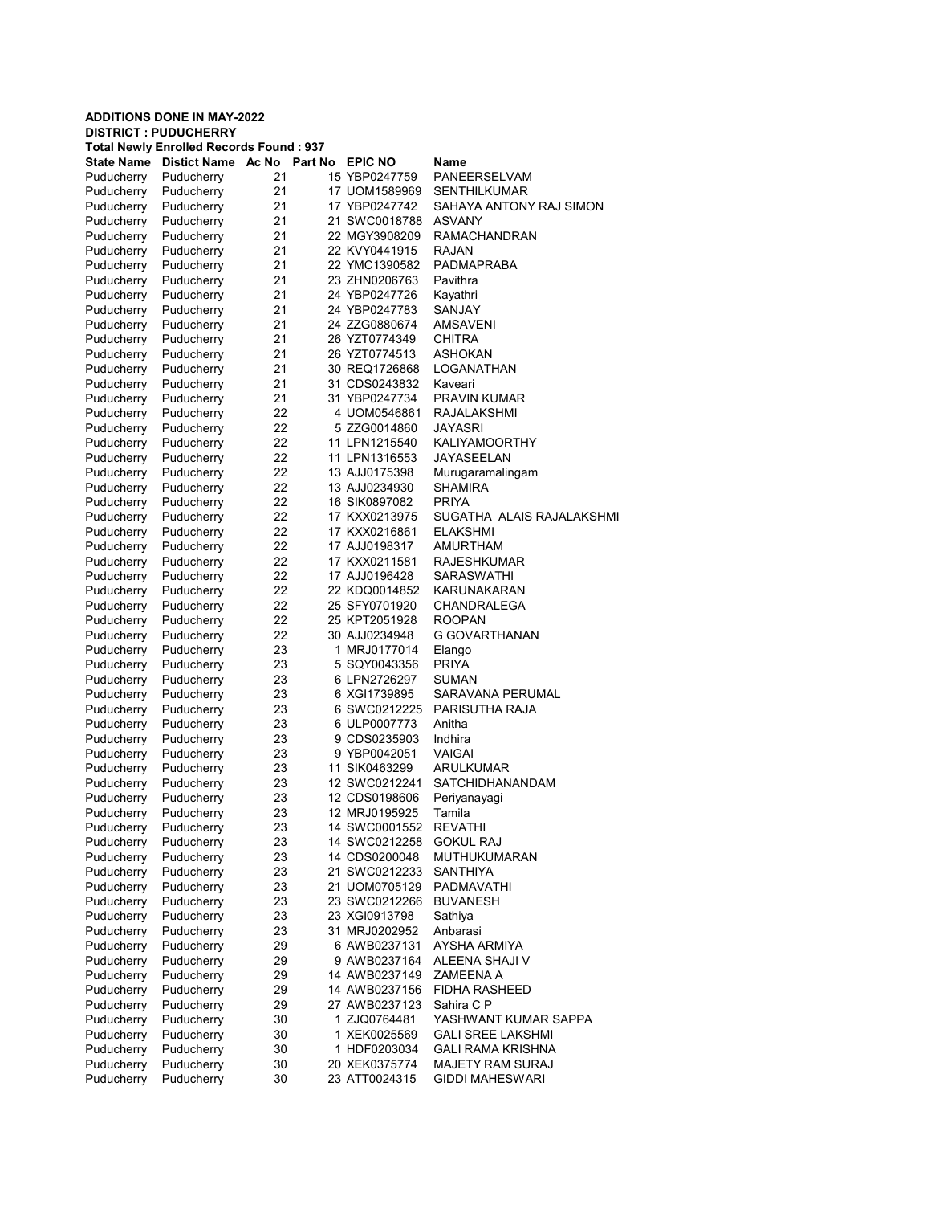**ADDITIONS DONE IN MAY-2022**
**DISTRICT : PUDUCHERRY**
**Total Newly Enrolled Records Found : 937**

| State Name | Distict Name | Ac No | Part No | EPIC NO | Name |
|---|---|---|---|---|---|
| Puducherry | Puducherry | 21 | 15 | YBP0247759 | PANEERSELVAM |
| Puducherry | Puducherry | 21 | 17 | UOM1589969 | SENTHILKUMAR |
| Puducherry | Puducherry | 21 | 17 | YBP0247742 | SAHAYA ANTONY RAJ SIMON |
| Puducherry | Puducherry | 21 | 21 | SWC0018788 | ASVANY |
| Puducherry | Puducherry | 21 | 22 | MGY3908209 | RAMACHANDRAN |
| Puducherry | Puducherry | 21 | 22 | KVY0441915 | RAJAN |
| Puducherry | Puducherry | 21 | 22 | YMC1390582 | PADMAPRABA |
| Puducherry | Puducherry | 21 | 23 | ZHN0206763 | Pavithra |
| Puducherry | Puducherry | 21 | 24 | YBP0247726 | Kayathri |
| Puducherry | Puducherry | 21 | 24 | YBP0247783 | SANJAY |
| Puducherry | Puducherry | 21 | 24 | ZZG0880674 | AMSAVENI |
| Puducherry | Puducherry | 21 | 26 | YZT0774349 | CHITRA |
| Puducherry | Puducherry | 21 | 26 | YZT0774513 | ASHOKAN |
| Puducherry | Puducherry | 21 | 30 | REQ1726868 | LOGANATHAN |
| Puducherry | Puducherry | 21 | 31 | CDS0243832 | Kaveari |
| Puducherry | Puducherry | 21 | 31 | YBP0247734 | PRAVIN KUMAR |
| Puducherry | Puducherry | 22 | 4 | UOM0546861 | RAJALAKSHMI |
| Puducherry | Puducherry | 22 | 5 | ZZG0014860 | JAYASRI |
| Puducherry | Puducherry | 22 | 11 | LPN1215540 | KALIYAMOORTHY |
| Puducherry | Puducherry | 22 | 11 | LPN1316553 | JAYASEELAN |
| Puducherry | Puducherry | 22 | 13 | AJJ0175398 | Murugaramalingam |
| Puducherry | Puducherry | 22 | 13 | AJJ0234930 | SHAMIRA |
| Puducherry | Puducherry | 22 | 16 | SIK0897082 | PRIYA |
| Puducherry | Puducherry | 22 | 17 | KXX0213975 | SUGATHA ALAIS RAJALAKSHMI |
| Puducherry | Puducherry | 22 | 17 | KXX0216861 | ELAKSHMI |
| Puducherry | Puducherry | 22 | 17 | AJJ0198317 | AMURTHAM |
| Puducherry | Puducherry | 22 | 17 | KXX0211581 | RAJESHKUMAR |
| Puducherry | Puducherry | 22 | 17 | AJJ0196428 | SARASWATHI |
| Puducherry | Puducherry | 22 | 22 | KDQ0014852 | KARUNAKARAN |
| Puducherry | Puducherry | 22 | 25 | SFY0701920 | CHANDRALEGA |
| Puducherry | Puducherry | 22 | 25 | KPT2051928 | ROOPAN |
| Puducherry | Puducherry | 22 | 30 | AJJ0234948 | G GOVARTHANAN |
| Puducherry | Puducherry | 23 | 1 | MRJ0177014 | Elango |
| Puducherry | Puducherry | 23 | 5 | SQY0043356 | PRIYA |
| Puducherry | Puducherry | 23 | 6 | LPN2726297 | SUMAN |
| Puducherry | Puducherry | 23 | 6 | XGI1739895 | SARAVANA PERUMAL |
| Puducherry | Puducherry | 23 | 6 | SWC0212225 | PARISUTHA RAJA |
| Puducherry | Puducherry | 23 | 6 | ULP0007773 | Anitha |
| Puducherry | Puducherry | 23 | 9 | CDS0235903 | Indhira |
| Puducherry | Puducherry | 23 | 9 | YBP0042051 | VAIGAI |
| Puducherry | Puducherry | 23 | 11 | SIK0463299 | ARULKUMAR |
| Puducherry | Puducherry | 23 | 12 | SWC0212241 | SATCHIDHANANDAM |
| Puducherry | Puducherry | 23 | 12 | CDS0198606 | Periyanayagi |
| Puducherry | Puducherry | 23 | 12 | MRJ0195925 | Tamila |
| Puducherry | Puducherry | 23 | 14 | SWC0001552 | REVATHI |
| Puducherry | Puducherry | 23 | 14 | SWC0212258 | GOKUL RAJ |
| Puducherry | Puducherry | 23 | 14 | CDS0200048 | MUTHUKUMARAN |
| Puducherry | Puducherry | 23 | 21 | SWC0212233 | SANTHIYA |
| Puducherry | Puducherry | 23 | 21 | UOM0705129 | PADMAVATHI |
| Puducherry | Puducherry | 23 | 23 | SWC0212266 | BUVANESH |
| Puducherry | Puducherry | 23 | 23 | XGI0913798 | Sathiya |
| Puducherry | Puducherry | 23 | 31 | MRJ0202952 | Anbarasi |
| Puducherry | Puducherry | 29 | 6 | AWB0237131 | AYSHA ARMIYA |
| Puducherry | Puducherry | 29 | 9 | AWB0237164 | ALEENA SHAJI V |
| Puducherry | Puducherry | 29 | 14 | AWB0237149 | ZAMEENA A |
| Puducherry | Puducherry | 29 | 14 | AWB0237156 | FIDHA RASHEED |
| Puducherry | Puducherry | 29 | 27 | AWB0237123 | Sahira C P |
| Puducherry | Puducherry | 30 | 1 | ZJQ0764481 | YASHWANT KUMAR SAPPA |
| Puducherry | Puducherry | 30 | 1 | XEK0025569 | GALI SREE LAKSHMI |
| Puducherry | Puducherry | 30 | 1 | HDF0203034 | GALI RAMA KRISHNA |
| Puducherry | Puducherry | 30 | 20 | XEK0375774 | MAJETY RAM SURAJ |
| Puducherry | Puducherry | 30 | 23 | ATT0024315 | GIDDI MAHESWARI |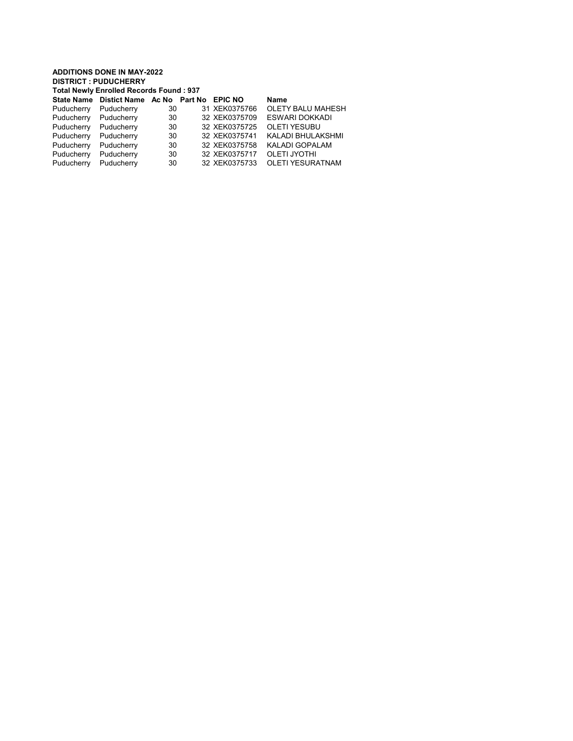**ADDITIONS DONE IN MAY-2022**
**DISTRICT : PUDUCHERRY**
**Total Newly Enrolled Records Found : 937**

| State Name | Distict Name | Ac No | Part No | EPIC NO | Name |
|---|---|---|---|---|---|
| Puducherry | Puducherry | 30 | 31 | XEK0375766 | OLETY BALU MAHESH |
| Puducherry | Puducherry | 30 | 32 | XEK0375709 | ESWARI DOKKADI |
| Puducherry | Puducherry | 30 | 32 | XEK0375725 | OLETI YESUBU |
| Puducherry | Puducherry | 30 | 32 | XEK0375741 | KALADI BHULAKSHMI |
| Puducherry | Puducherry | 30 | 32 | XEK0375758 | KALADI GOPALAM |
| Puducherry | Puducherry | 30 | 32 | XEK0375717 | OLETI JYOTHI |
| Puducherry | Puducherry | 30 | 32 | XEK0375733 | OLETI YESURATNAM |